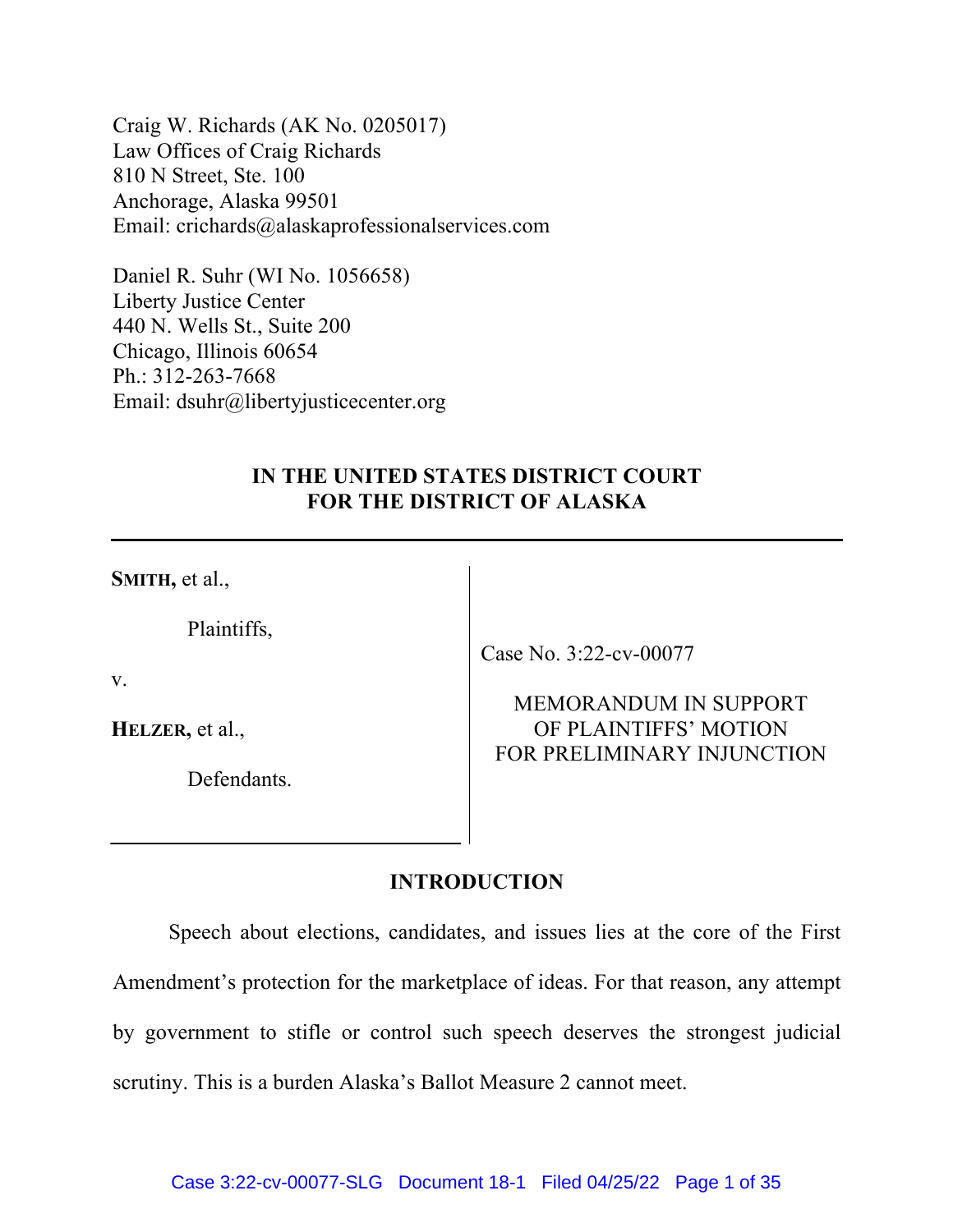Craig W. Richards (AK No. 0205017)
Law Offices of Craig Richards
810 N Street, Ste. 100
Anchorage, Alaska 99501
Email: crichards@alaskaprofessionalservices.com

Daniel R. Suhr (WI No. 1056658)
Liberty Justice Center
440 N. Wells St., Suite 200
Chicago, Illinois 60654
Ph.: 312-263-7668
Email: dsuhr@libertyjusticecenter.org

**IN THE UNITED STATES DISTRICT COURT**
**FOR THE DISTRICT OF ALASKA**

**SMITH,** et al.,

Plaintiffs,

v.

**HELZER,** et al.,

Defendants.

Case No. 3:22-cv-00077

MEMORANDUM IN SUPPORT OF PLAINTIFFS' MOTION FOR PRELIMINARY INJUNCTION

## INTRODUCTION

Speech about elections, candidates, and issues lies at the core of the First Amendment's protection for the marketplace of ideas. For that reason, any attempt by government to stifle or control such speech deserves the strongest judicial scrutiny. This is a burden Alaska's Ballot Measure 2 cannot meet.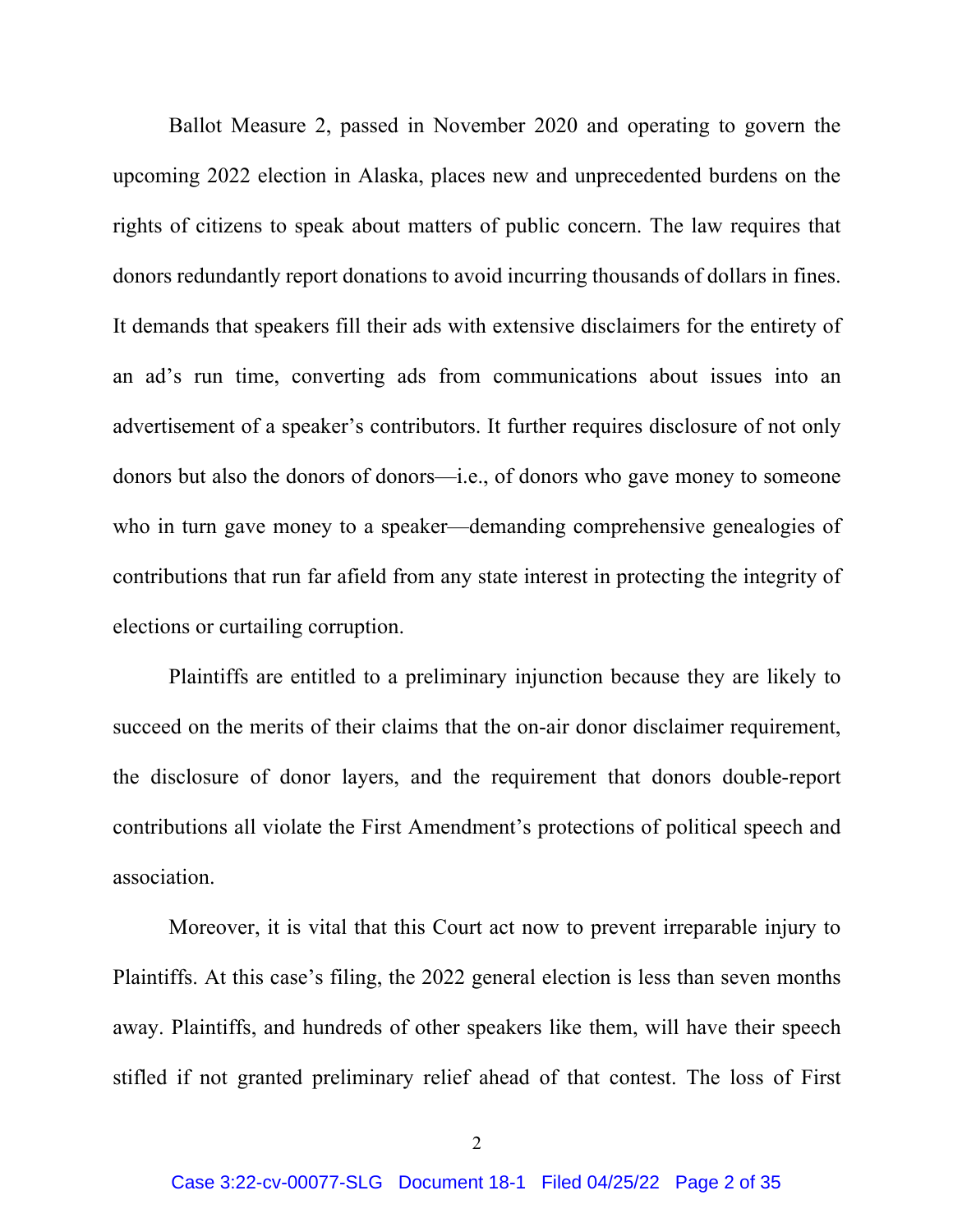Ballot Measure 2, passed in November 2020 and operating to govern the upcoming 2022 election in Alaska, places new and unprecedented burdens on the rights of citizens to speak about matters of public concern. The law requires that donors redundantly report donations to avoid incurring thousands of dollars in fines. It demands that speakers fill their ads with extensive disclaimers for the entirety of an ad's run time, converting ads from communications about issues into an advertisement of a speaker's contributors. It further requires disclosure of not only donors but also the donors of donors—i.e., of donors who gave money to someone who in turn gave money to a speaker—demanding comprehensive genealogies of contributions that run far afield from any state interest in protecting the integrity of elections or curtailing corruption.

Plaintiffs are entitled to a preliminary injunction because they are likely to succeed on the merits of their claims that the on-air donor disclaimer requirement, the disclosure of donor layers, and the requirement that donors double-report contributions all violate the First Amendment's protections of political speech and association.

Moreover, it is vital that this Court act now to prevent irreparable injury to Plaintiffs. At this case's filing, the 2022 general election is less than seven months away. Plaintiffs, and hundreds of other speakers like them, will have their speech stifled if not granted preliminary relief ahead of that contest. The loss of First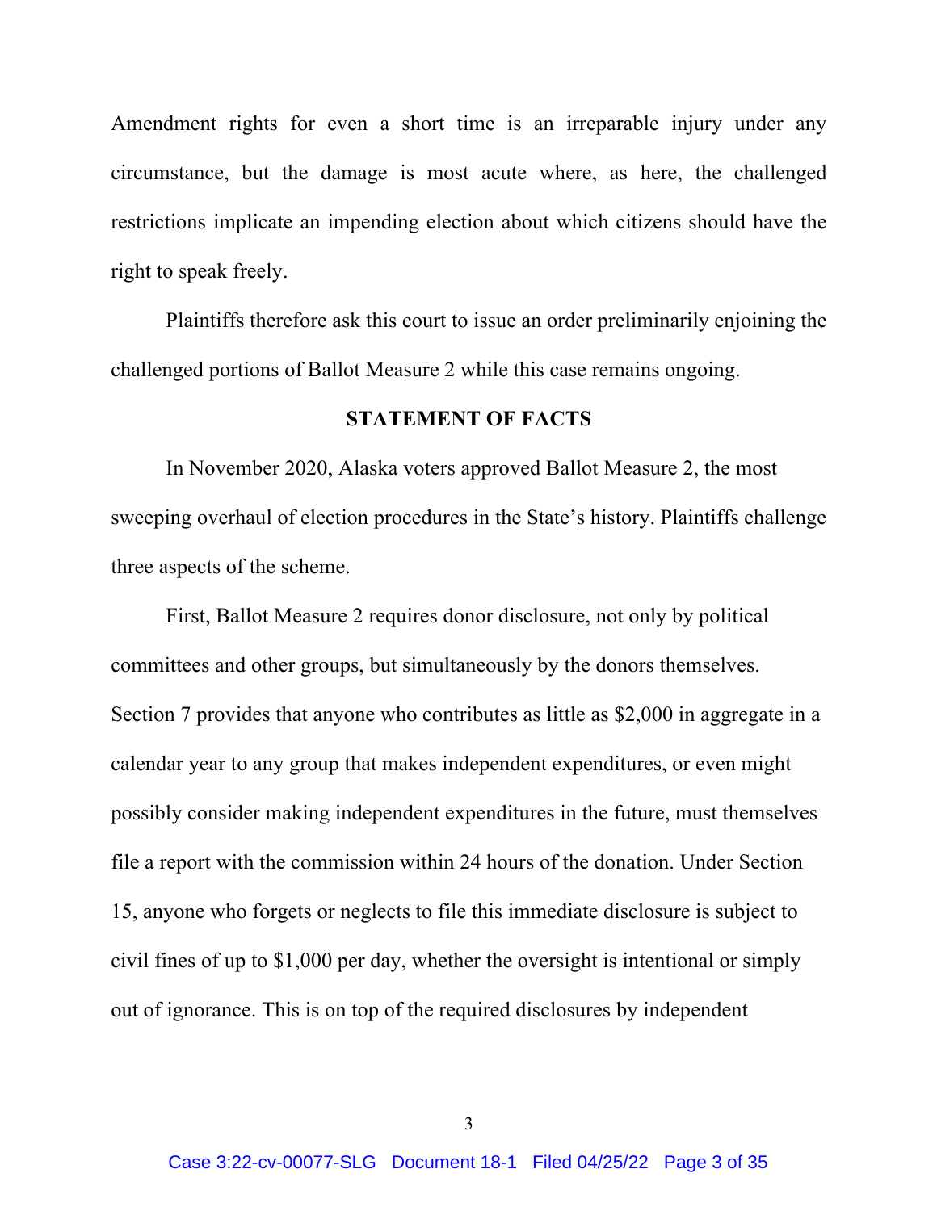Amendment rights for even a short time is an irreparable injury under any circumstance, but the damage is most acute where, as here, the challenged restrictions implicate an impending election about which citizens should have the right to speak freely.

Plaintiffs therefore ask this court to issue an order preliminarily enjoining the challenged portions of Ballot Measure 2 while this case remains ongoing.

**STATEMENT OF FACTS**

In November 2020, Alaska voters approved Ballot Measure 2, the most sweeping overhaul of election procedures in the State's history. Plaintiffs challenge three aspects of the scheme.

First, Ballot Measure 2 requires donor disclosure, not only by political committees and other groups, but simultaneously by the donors themselves. Section 7 provides that anyone who contributes as little as $2,000 in aggregate in a calendar year to any group that makes independent expenditures, or even might possibly consider making independent expenditures in the future, must themselves file a report with the commission within 24 hours of the donation. Under Section 15, anyone who forgets or neglects to file this immediate disclosure is subject to civil fines of up to $1,000 per day, whether the oversight is intentional or simply out of ignorance. This is on top of the required disclosures by independent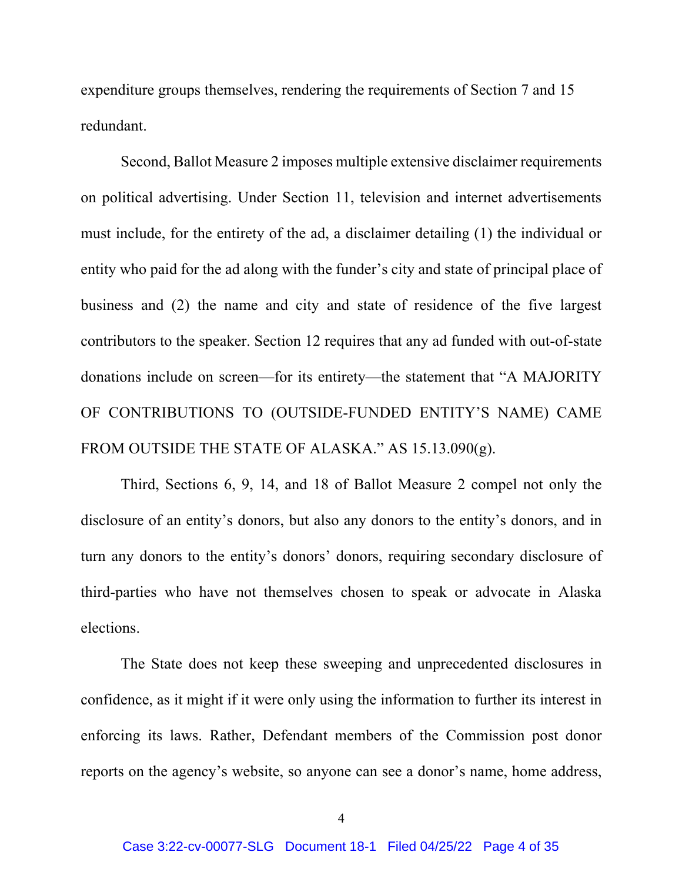expenditure groups themselves, rendering the requirements of Section 7 and 15 redundant.

Second, Ballot Measure 2 imposes multiple extensive disclaimer requirements on political advertising. Under Section 11, television and internet advertisements must include, for the entirety of the ad, a disclaimer detailing (1) the individual or entity who paid for the ad along with the funder's city and state of principal place of business and (2) the name and city and state of residence of the five largest contributors to the speaker. Section 12 requires that any ad funded with out-of-state donations include on screen—for its entirety—the statement that "A MAJORITY OF CONTRIBUTIONS TO (OUTSIDE-FUNDED ENTITY'S NAME) CAME FROM OUTSIDE THE STATE OF ALASKA." AS 15.13.090(g).

Third, Sections 6, 9, 14, and 18 of Ballot Measure 2 compel not only the disclosure of an entity's donors, but also any donors to the entity's donors, and in turn any donors to the entity's donors' donors, requiring secondary disclosure of third-parties who have not themselves chosen to speak or advocate in Alaska elections.

The State does not keep these sweeping and unprecedented disclosures in confidence, as it might if it were only using the information to further its interest in enforcing its laws. Rather, Defendant members of the Commission post donor reports on the agency's website, so anyone can see a donor's name, home address,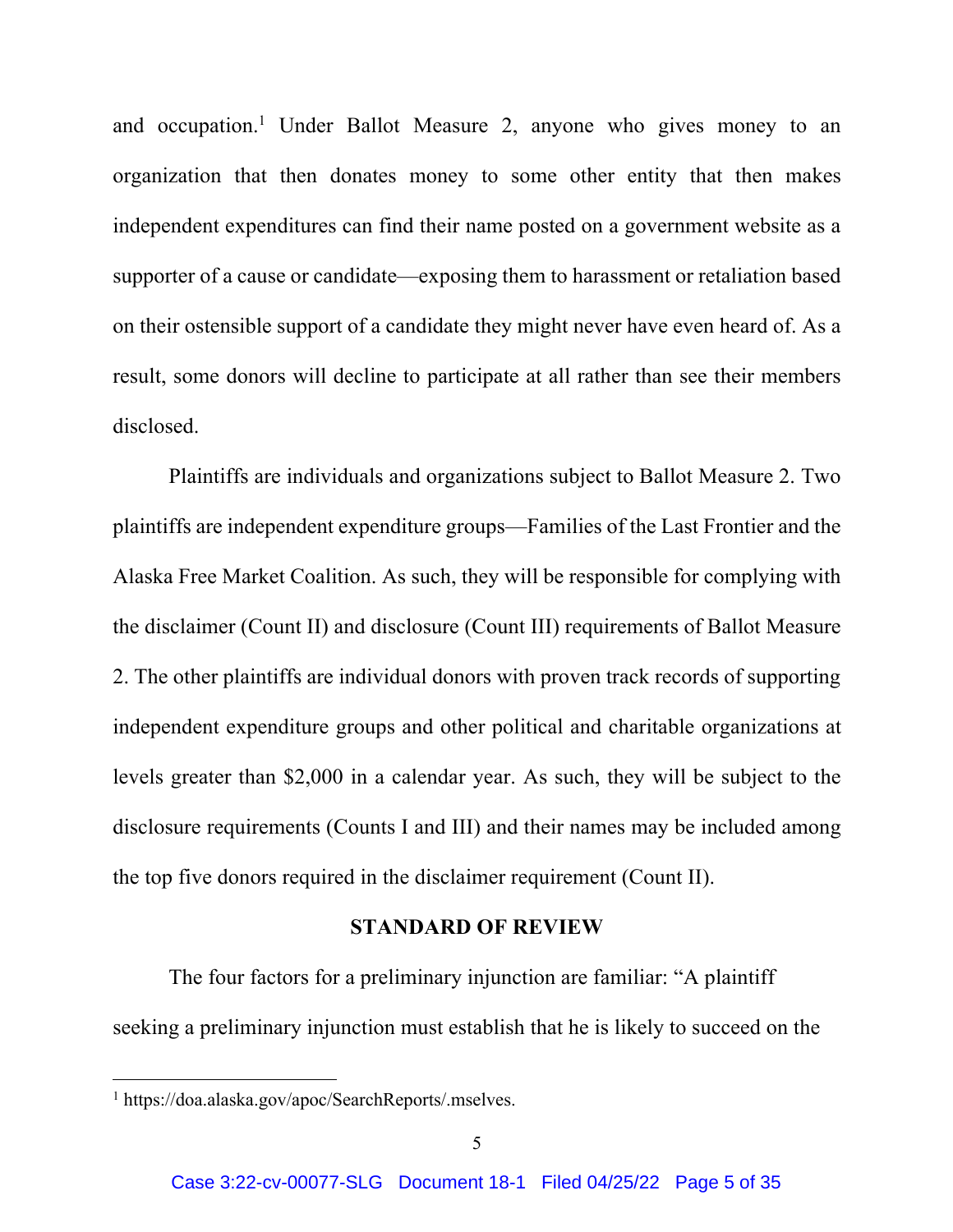and occupation.[1] Under Ballot Measure 2, anyone who gives money to an organization that then donates money to some other entity that then makes independent expenditures can find their name posted on a government website as a supporter of a cause or candidate—exposing them to harassment or retaliation based on their ostensible support of a candidate they might never have even heard of. As a result, some donors will decline to participate at all rather than see their members disclosed.

Plaintiffs are individuals and organizations subject to Ballot Measure 2. Two plaintiffs are independent expenditure groups—Families of the Last Frontier and the Alaska Free Market Coalition. As such, they will be responsible for complying with the disclaimer (Count II) and disclosure (Count III) requirements of Ballot Measure 2. The other plaintiffs are individual donors with proven track records of supporting independent expenditure groups and other political and charitable organizations at levels greater than $2,000 in a calendar year. As such, they will be subject to the disclosure requirements (Counts I and III) and their names may be included among the top five donors required in the disclaimer requirement (Count II).

## STANDARD OF REVIEW

The four factors for a preliminary injunction are familiar: "A plaintiff seeking a preliminary injunction must establish that he is likely to succeed on the

[1] https://doa.alaska.gov/apoc/SearchReports/.mselves.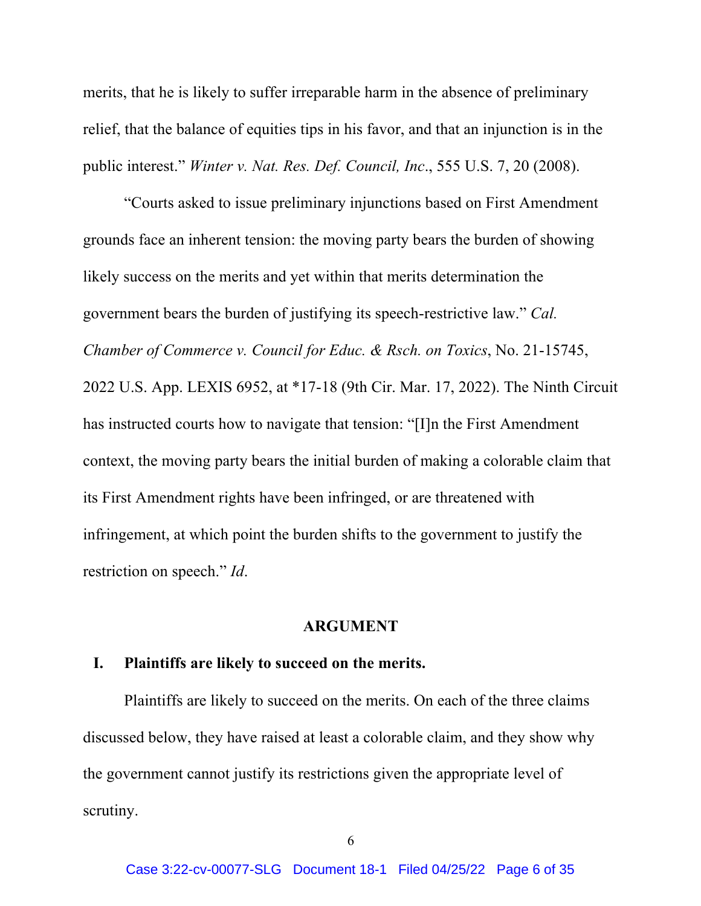merits, that he is likely to suffer irreparable harm in the absence of preliminary relief, that the balance of equities tips in his favor, and that an injunction is in the public interest." *Winter v. Nat. Res. Def. Council, Inc*., 555 U.S. 7, 20 (2008).

"Courts asked to issue preliminary injunctions based on First Amendment grounds face an inherent tension: the moving party bears the burden of showing likely success on the merits and yet within that merits determination the government bears the burden of justifying its speech-restrictive law." *Cal. Chamber of Commerce v. Council for Educ. & Rsch. on Toxics*, No. 21-15745, 2022 U.S. App. LEXIS 6952, at *17-18 (9th Cir. Mar. 17, 2022). The Ninth Circuit has instructed courts how to navigate that tension: "[I]n the First Amendment context, the moving party bears the initial burden of making a colorable claim that its First Amendment rights have been infringed, or are threatened with infringement, at which point the burden shifts to the government to justify the restriction on speech." *Id*.

## ARGUMENT

### I. Plaintiffs are likely to succeed on the merits.

Plaintiffs are likely to succeed on the merits. On each of the three claims discussed below, they have raised at least a colorable claim, and they show why the government cannot justify its restrictions given the appropriate level of scrutiny.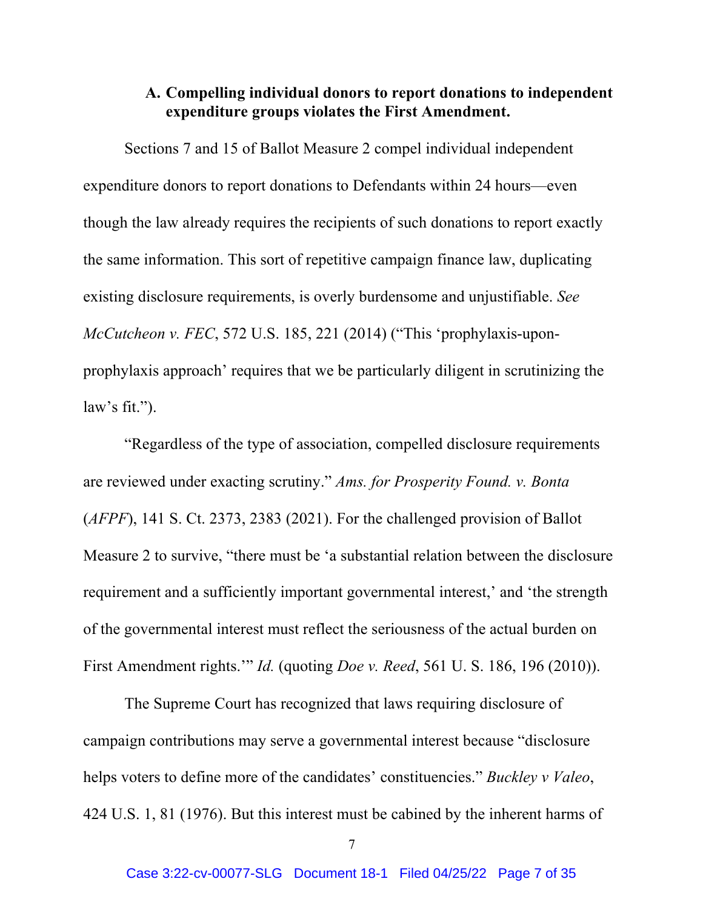### A. Compelling individual donors to report donations to independent expenditure groups violates the First Amendment.

Sections 7 and 15 of Ballot Measure 2 compel individual independent expenditure donors to report donations to Defendants within 24 hours—even though the law already requires the recipients of such donations to report exactly the same information. This sort of repetitive campaign finance law, duplicating existing disclosure requirements, is overly burdensome and unjustifiable. *See McCutcheon v. FEC*, 572 U.S. 185, 221 (2014) ("This 'prophylaxis-upon-prophylaxis approach' requires that we be particularly diligent in scrutinizing the law's fit.").

"Regardless of the type of association, compelled disclosure requirements are reviewed under exacting scrutiny." *Ams. for Prosperity Found. v. Bonta* (*AFPF*), 141 S. Ct. 2373, 2383 (2021). For the challenged provision of Ballot Measure 2 to survive, "there must be 'a substantial relation between the disclosure requirement and a sufficiently important governmental interest,' and 'the strength of the governmental interest must reflect the seriousness of the actual burden on First Amendment rights.'" *Id.* (quoting *Doe v. Reed*, 561 U. S. 186, 196 (2010)).

The Supreme Court has recognized that laws requiring disclosure of campaign contributions may serve a governmental interest because "disclosure helps voters to define more of the candidates' constituencies." *Buckley v Valeo*, 424 U.S. 1, 81 (1976). But this interest must be cabined by the inherent harms of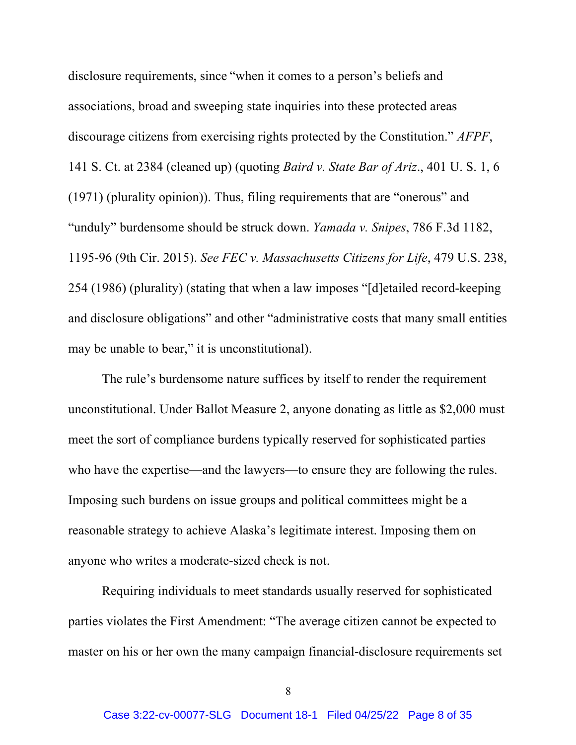disclosure requirements, since "when it comes to a person's beliefs and associations, broad and sweeping state inquiries into these protected areas discourage citizens from exercising rights protected by the Constitution." *AFPF*, 141 S. Ct. at 2384 (cleaned up) (quoting *Baird v. State Bar of Ariz*., 401 U. S. 1, 6 (1971) (plurality opinion)). Thus, filing requirements that are "onerous" and "unduly" burdensome should be struck down. *Yamada v. Snipes*, 786 F.3d 1182, 1195-96 (9th Cir. 2015). *See FEC v. Massachusetts Citizens for Life*, 479 U.S. 238, 254 (1986) (plurality) (stating that when a law imposes "[d]etailed record-keeping and disclosure obligations" and other "administrative costs that many small entities may be unable to bear," it is unconstitutional).

The rule's burdensome nature suffices by itself to render the requirement unconstitutional. Under Ballot Measure 2, anyone donating as little as $2,000 must meet the sort of compliance burdens typically reserved for sophisticated parties who have the expertise—and the lawyers—to ensure they are following the rules. Imposing such burdens on issue groups and political committees might be a reasonable strategy to achieve Alaska's legitimate interest. Imposing them on anyone who writes a moderate-sized check is not.

Requiring individuals to meet standards usually reserved for sophisticated parties violates the First Amendment: "The average citizen cannot be expected to master on his or her own the many campaign financial-disclosure requirements set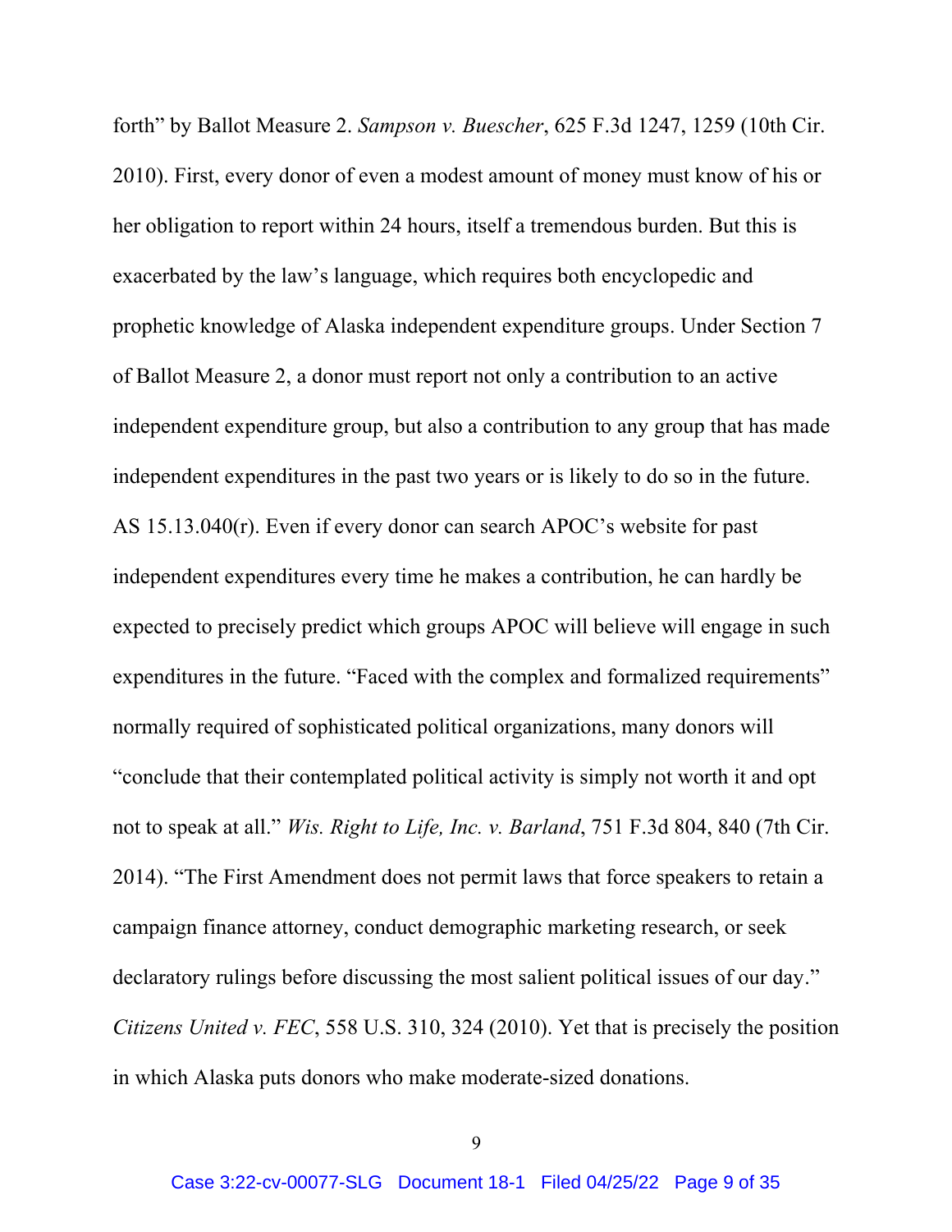forth" by Ballot Measure 2. *Sampson v. Buescher*, 625 F.3d 1247, 1259 (10th Cir. 2010). First, every donor of even a modest amount of money must know of his or her obligation to report within 24 hours, itself a tremendous burden. But this is exacerbated by the law's language, which requires both encyclopedic and prophetic knowledge of Alaska independent expenditure groups. Under Section 7 of Ballot Measure 2, a donor must report not only a contribution to an active independent expenditure group, but also a contribution to any group that has made independent expenditures in the past two years or is likely to do so in the future. AS 15.13.040(r). Even if every donor can search APOC's website for past independent expenditures every time he makes a contribution, he can hardly be expected to precisely predict which groups APOC will believe will engage in such expenditures in the future. "Faced with the complex and formalized requirements" normally required of sophisticated political organizations, many donors will "conclude that their contemplated political activity is simply not worth it and opt not to speak at all." *Wis. Right to Life, Inc. v. Barland*, 751 F.3d 804, 840 (7th Cir. 2014). "The First Amendment does not permit laws that force speakers to retain a campaign finance attorney, conduct demographic marketing research, or seek declaratory rulings before discussing the most salient political issues of our day." *Citizens United v. FEC*, 558 U.S. 310, 324 (2010). Yet that is precisely the position in which Alaska puts donors who make moderate-sized donations.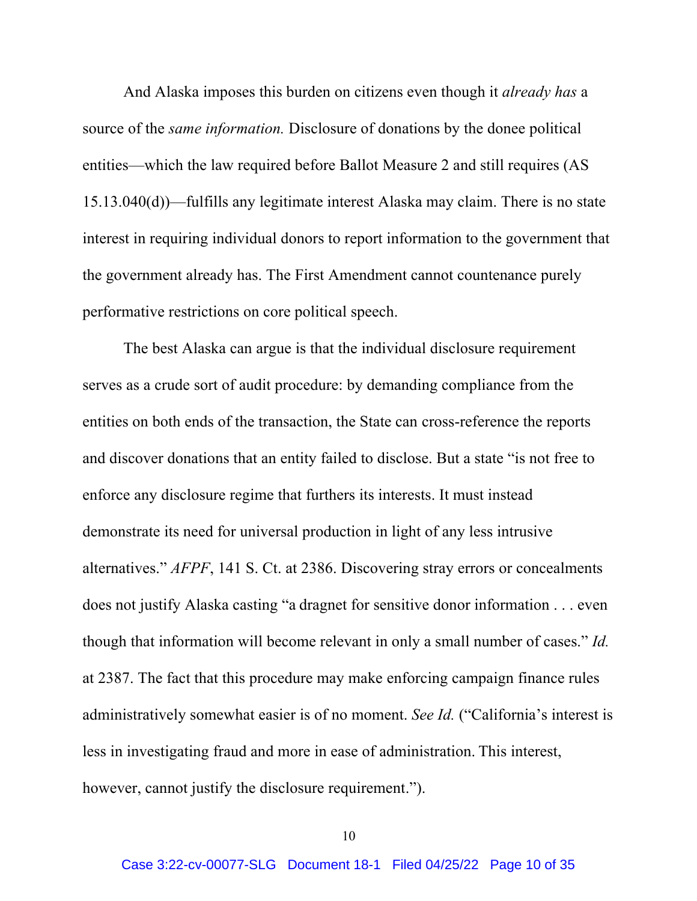And Alaska imposes this burden on citizens even though it *already has* a source of the *same information.* Disclosure of donations by the donee political entities—which the law required before Ballot Measure 2 and still requires (AS 15.13.040(d))—fulfills any legitimate interest Alaska may claim. There is no state interest in requiring individual donors to report information to the government that the government already has. The First Amendment cannot countenance purely performative restrictions on core political speech.

The best Alaska can argue is that the individual disclosure requirement serves as a crude sort of audit procedure: by demanding compliance from the entities on both ends of the transaction, the State can cross-reference the reports and discover donations that an entity failed to disclose. But a state "is not free to enforce any disclosure regime that furthers its interests. It must instead demonstrate its need for universal production in light of any less intrusive alternatives." *AFPF*, 141 S. Ct. at 2386. Discovering stray errors or concealments does not justify Alaska casting "a dragnet for sensitive donor information . . . even though that information will become relevant in only a small number of cases." *Id.* at 2387. The fact that this procedure may make enforcing campaign finance rules administratively somewhat easier is of no moment. *See Id.* ("California's interest is less in investigating fraud and more in ease of administration. This interest, however, cannot justify the disclosure requirement.").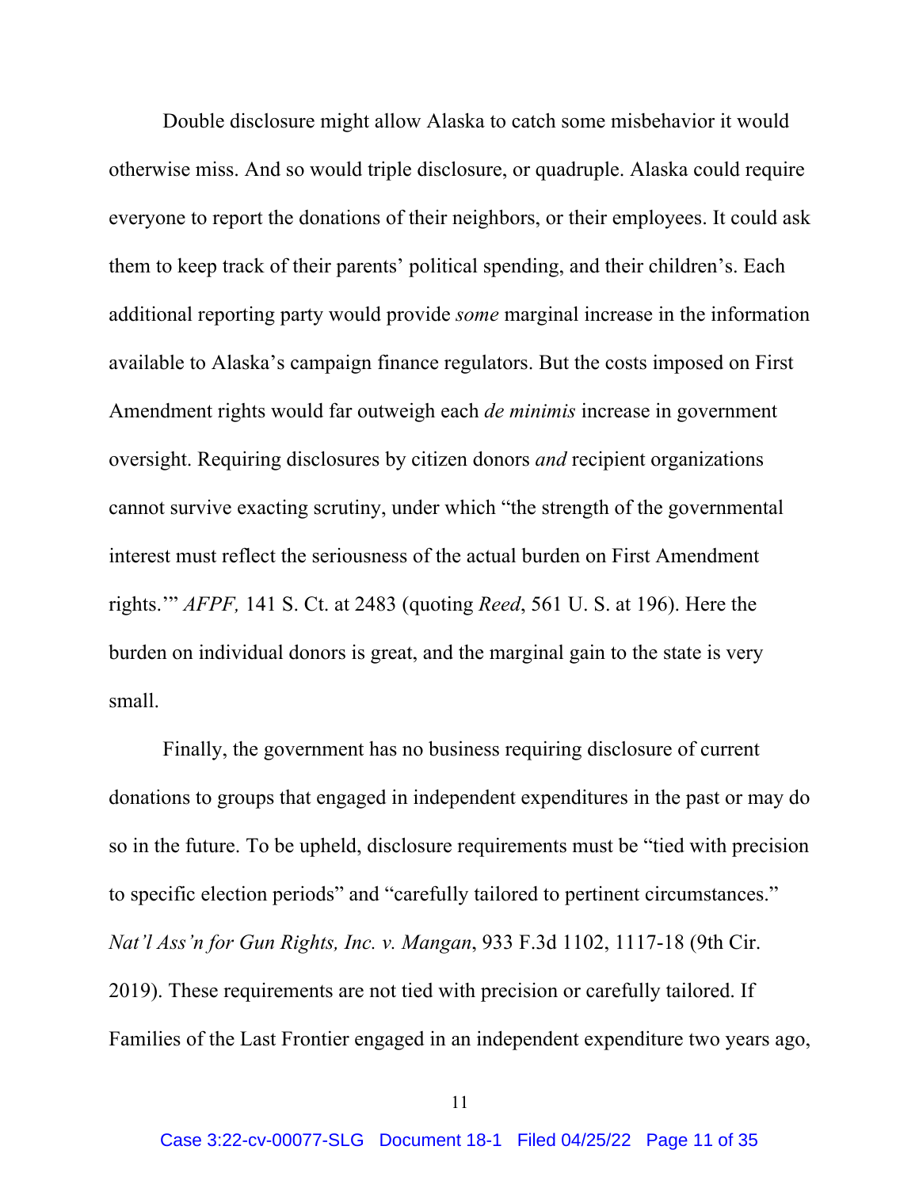Double disclosure might allow Alaska to catch some misbehavior it would otherwise miss. And so would triple disclosure, or quadruple. Alaska could require everyone to report the donations of their neighbors, or their employees. It could ask them to keep track of their parents' political spending, and their children's. Each additional reporting party would provide *some* marginal increase in the information available to Alaska's campaign finance regulators. But the costs imposed on First Amendment rights would far outweigh each *de minimis* increase in government oversight. Requiring disclosures by citizen donors *and* recipient organizations cannot survive exacting scrutiny, under which "the strength of the governmental interest must reflect the seriousness of the actual burden on First Amendment rights.'" *AFPF,* 141 S. Ct. at 2483 (quoting *Reed*, 561 U. S. at 196). Here the burden on individual donors is great, and the marginal gain to the state is very small.

Finally, the government has no business requiring disclosure of current donations to groups that engaged in independent expenditures in the past or may do so in the future. To be upheld, disclosure requirements must be "tied with precision to specific election periods" and "carefully tailored to pertinent circumstances." *Nat'l Ass'n for Gun Rights, Inc. v. Mangan*, 933 F.3d 1102, 1117-18 (9th Cir. 2019). These requirements are not tied with precision or carefully tailored. If Families of the Last Frontier engaged in an independent expenditure two years ago,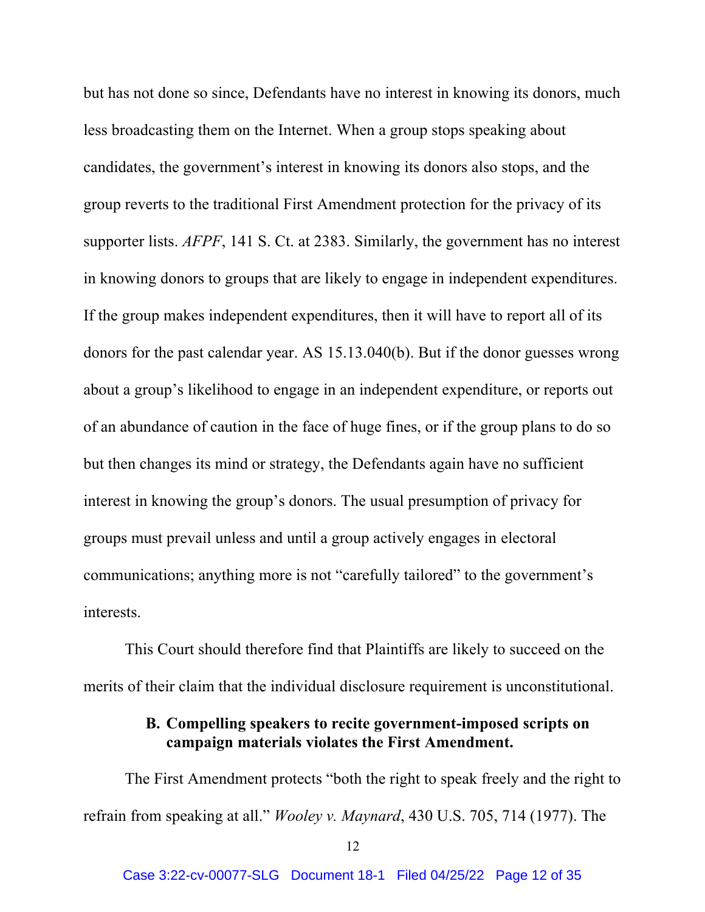but has not done so since, Defendants have no interest in knowing its donors, much less broadcasting them on the Internet. When a group stops speaking about candidates, the government's interest in knowing its donors also stops, and the group reverts to the traditional First Amendment protection for the privacy of its supporter lists. *AFPF*, 141 S. Ct. at 2383. Similarly, the government has no interest in knowing donors to groups that are likely to engage in independent expenditures. If the group makes independent expenditures, then it will have to report all of its donors for the past calendar year. AS 15.13.040(b). But if the donor guesses wrong about a group's likelihood to engage in an independent expenditure, or reports out of an abundance of caution in the face of huge fines, or if the group plans to do so but then changes its mind or strategy, the Defendants again have no sufficient interest in knowing the group's donors. The usual presumption of privacy for groups must prevail unless and until a group actively engages in electoral communications; anything more is not "carefully tailored" to the government's interests.

This Court should therefore find that Plaintiffs are likely to succeed on the merits of their claim that the individual disclosure requirement is unconstitutional.

### B. Compelling speakers to recite government-imposed scripts on campaign materials violates the First Amendment.

The First Amendment protects "both the right to speak freely and the right to refrain from speaking at all." *Wooley v. Maynard*, 430 U.S. 705, 714 (1977). The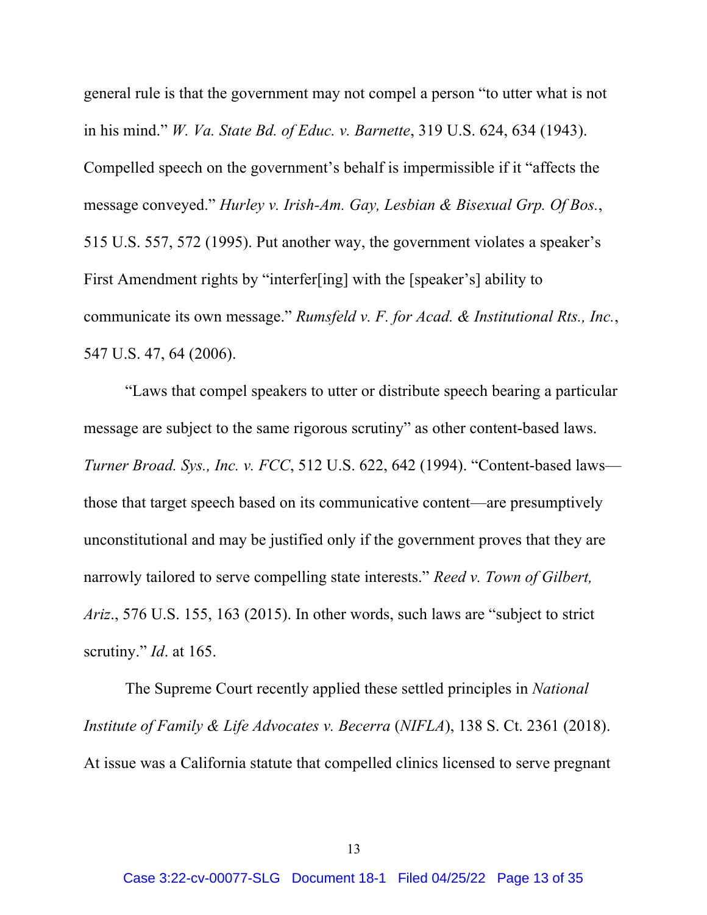general rule is that the government may not compel a person "to utter what is not in his mind." *W. Va. State Bd. of Educ. v. Barnette*, 319 U.S. 624, 634 (1943). Compelled speech on the government's behalf is impermissible if it "affects the message conveyed." *Hurley v. Irish-Am. Gay, Lesbian & Bisexual Grp. Of Bos.*, 515 U.S. 557, 572 (1995). Put another way, the government violates a speaker's First Amendment rights by "interfer[ing] with the [speaker's] ability to communicate its own message." *Rumsfeld v. F. for Acad. & Institutional Rts., Inc.*, 547 U.S. 47, 64 (2006).

"Laws that compel speakers to utter or distribute speech bearing a particular message are subject to the same rigorous scrutiny" as other content-based laws. *Turner Broad. Sys., Inc. v. FCC*, 512 U.S. 622, 642 (1994). "Content-based laws—those that target speech based on its communicative content—are presumptively unconstitutional and may be justified only if the government proves that they are narrowly tailored to serve compelling state interests." *Reed v. Town of Gilbert, Ariz*., 576 U.S. 155, 163 (2015). In other words, such laws are "subject to strict scrutiny." *Id*. at 165.

The Supreme Court recently applied these settled principles in *National Institute of Family & Life Advocates v. Becerra* (*NIFLA*), 138 S. Ct. 2361 (2018). At issue was a California statute that compelled clinics licensed to serve pregnant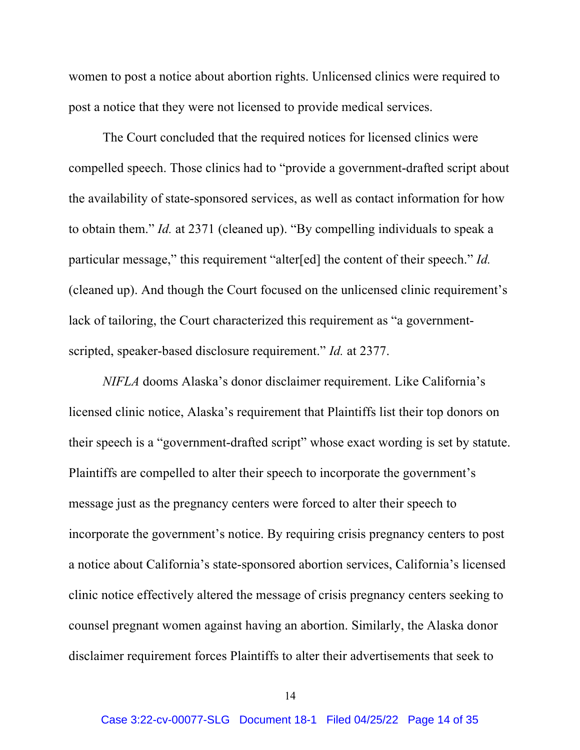women to post a notice about abortion rights. Unlicensed clinics were required to post a notice that they were not licensed to provide medical services.

The Court concluded that the required notices for licensed clinics were compelled speech. Those clinics had to "provide a government-drafted script about the availability of state-sponsored services, as well as contact information for how to obtain them." *Id.* at 2371 (cleaned up). "By compelling individuals to speak a particular message," this requirement "alter[ed] the content of their speech." *Id.* (cleaned up). And though the Court focused on the unlicensed clinic requirement's lack of tailoring, the Court characterized this requirement as "a government-scripted, speaker-based disclosure requirement." *Id.* at 2377.

*NIFLA* dooms Alaska's donor disclaimer requirement. Like California's licensed clinic notice, Alaska's requirement that Plaintiffs list their top donors on their speech is a "government-drafted script" whose exact wording is set by statute. Plaintiffs are compelled to alter their speech to incorporate the government's message just as the pregnancy centers were forced to alter their speech to incorporate the government's notice. By requiring crisis pregnancy centers to post a notice about California's state-sponsored abortion services, California's licensed clinic notice effectively altered the message of crisis pregnancy centers seeking to counsel pregnant women against having an abortion. Similarly, the Alaska donor disclaimer requirement forces Plaintiffs to alter their advertisements that seek to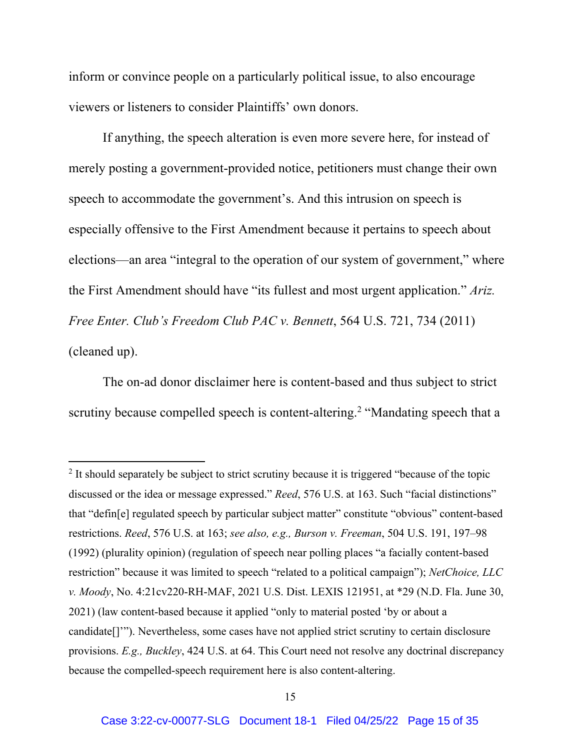inform or convince people on a particularly political issue, to also encourage viewers or listeners to consider Plaintiffs' own donors.

If anything, the speech alteration is even more severe here, for instead of merely posting a government-provided notice, petitioners must change their own speech to accommodate the government's. And this intrusion on speech is especially offensive to the First Amendment because it pertains to speech about elections—an area "integral to the operation of our system of government," where the First Amendment should have "its fullest and most urgent application." *Ariz. Free Enter. Club's Freedom Club PAC v. Bennett*, 564 U.S. 721, 734 (2011) (cleaned up).

The on-ad donor disclaimer here is content-based and thus subject to strict scrutiny because compelled speech is content-altering.[2] "Mandating speech that a

---

[2] It should separately be subject to strict scrutiny because it is triggered "because of the topic discussed or the idea or message expressed." *Reed*, 576 U.S. at 163. Such "facial distinctions" that "defin[e] regulated speech by particular subject matter" constitute "obvious" content-based restrictions. *Reed*, 576 U.S. at 163; *see also, e.g., Burson v. Freeman*, 504 U.S. 191, 197–98 (1992) (plurality opinion) (regulation of speech near polling places "a facially content-based restriction" because it was limited to speech "related to a political campaign"); *NetChoice, LLC v. Moody*, No. 4:21cv220-RH-MAF, 2021 U.S. Dist. LEXIS 121951, at *29 (N.D. Fla. June 30, 2021) (law content-based because it applied "only to material posted 'by or about a candidate[]'"). Nevertheless, some cases have not applied strict scrutiny to certain disclosure provisions. *E.g., Buckley*, 424 U.S. at 64. This Court need not resolve any doctrinal discrepancy because the compelled-speech requirement here is also content-altering.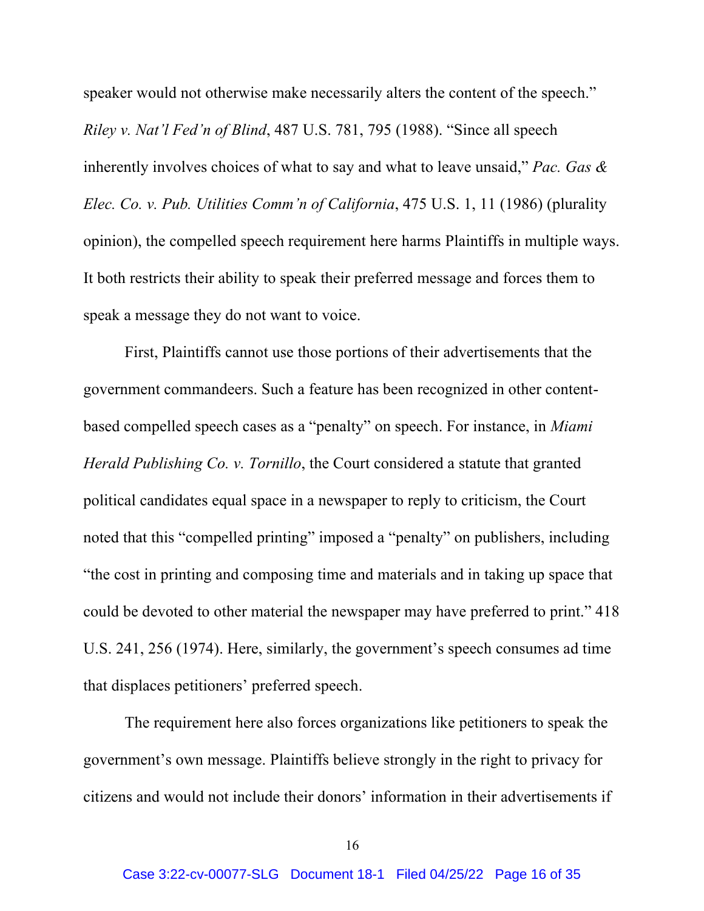speaker would not otherwise make necessarily alters the content of the speech." *Riley v. Nat'l Fed'n of Blind*, 487 U.S. 781, 795 (1988). "Since all speech inherently involves choices of what to say and what to leave unsaid," *Pac. Gas & Elec. Co. v. Pub. Utilities Comm'n of California*, 475 U.S. 1, 11 (1986) (plurality opinion), the compelled speech requirement here harms Plaintiffs in multiple ways. It both restricts their ability to speak their preferred message and forces them to speak a message they do not want to voice.

First, Plaintiffs cannot use those portions of their advertisements that the government commandeers. Such a feature has been recognized in other content-based compelled speech cases as a "penalty" on speech. For instance, in *Miami Herald Publishing Co. v. Tornillo*, the Court considered a statute that granted political candidates equal space in a newspaper to reply to criticism, the Court noted that this "compelled printing" imposed a "penalty" on publishers, including "the cost in printing and composing time and materials and in taking up space that could be devoted to other material the newspaper may have preferred to print." 418 U.S. 241, 256 (1974). Here, similarly, the government's speech consumes ad time that displaces petitioners' preferred speech.

The requirement here also forces organizations like petitioners to speak the government's own message. Plaintiffs believe strongly in the right to privacy for citizens and would not include their donors' information in their advertisements if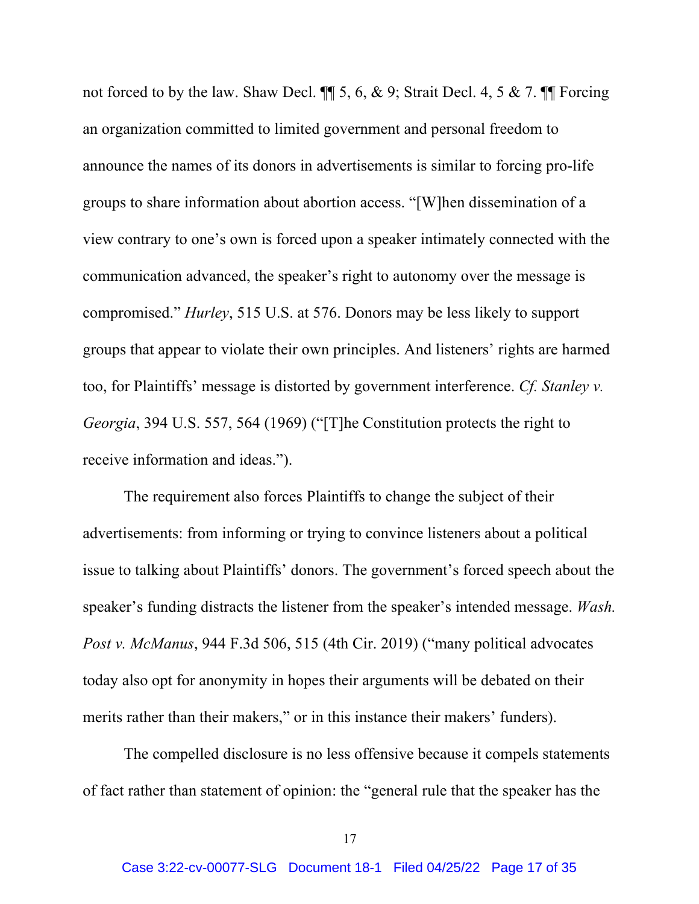not forced to by the law. Shaw Decl. ¶¶ 5, 6, & 9; Strait Decl. 4, 5 & 7. ¶¶ Forcing an organization committed to limited government and personal freedom to announce the names of its donors in advertisements is similar to forcing pro-life groups to share information about abortion access. "[W]hen dissemination of a view contrary to one's own is forced upon a speaker intimately connected with the communication advanced, the speaker's right to autonomy over the message is compromised." *Hurley*, 515 U.S. at 576. Donors may be less likely to support groups that appear to violate their own principles. And listeners' rights are harmed too, for Plaintiffs' message is distorted by government interference. *Cf. Stanley v. Georgia*, 394 U.S. 557, 564 (1969) ("[T]he Constitution protects the right to receive information and ideas.").

The requirement also forces Plaintiffs to change the subject of their advertisements: from informing or trying to convince listeners about a political issue to talking about Plaintiffs' donors. The government's forced speech about the speaker's funding distracts the listener from the speaker's intended message. *Wash. Post v. McManus*, 944 F.3d 506, 515 (4th Cir. 2019) ("many political advocates today also opt for anonymity in hopes their arguments will be debated on their merits rather than their makers," or in this instance their makers' funders).

The compelled disclosure is no less offensive because it compels statements of fact rather than statement of opinion: the "general rule that the speaker has the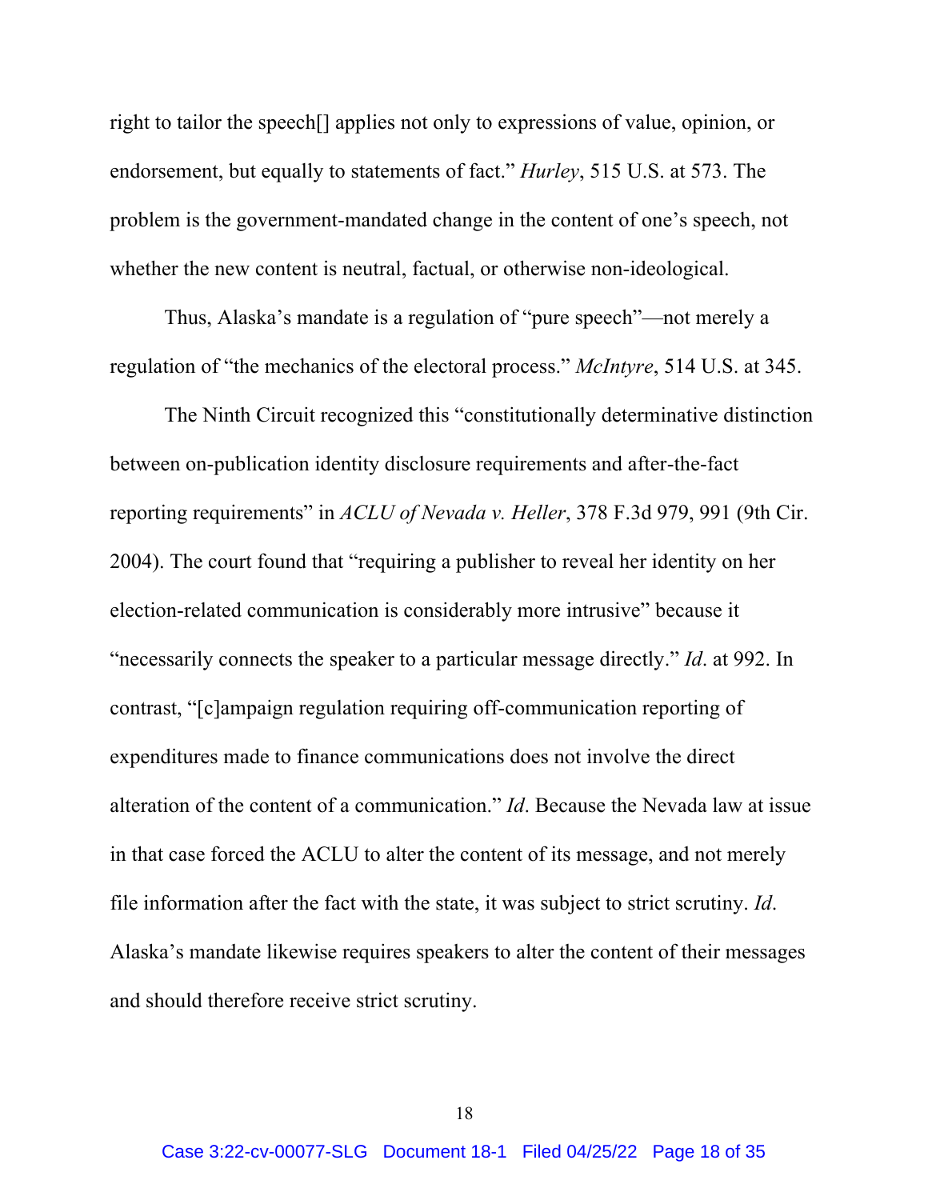right to tailor the speech[] applies not only to expressions of value, opinion, or endorsement, but equally to statements of fact." *Hurley*, 515 U.S. at 573. The problem is the government-mandated change in the content of one's speech, not whether the new content is neutral, factual, or otherwise non-ideological.

Thus, Alaska's mandate is a regulation of "pure speech"—not merely a regulation of "the mechanics of the electoral process." *McIntyre*, 514 U.S. at 345.

The Ninth Circuit recognized this "constitutionally determinative distinction between on-publication identity disclosure requirements and after-the-fact reporting requirements" in *ACLU of Nevada v. Heller*, 378 F.3d 979, 991 (9th Cir. 2004). The court found that "requiring a publisher to reveal her identity on her election-related communication is considerably more intrusive" because it "necessarily connects the speaker to a particular message directly." *Id*. at 992. In contrast, "[c]ampaign regulation requiring off-communication reporting of expenditures made to finance communications does not involve the direct alteration of the content of a communication." *Id*. Because the Nevada law at issue in that case forced the ACLU to alter the content of its message, and not merely file information after the fact with the state, it was subject to strict scrutiny. *Id*. Alaska's mandate likewise requires speakers to alter the content of their messages and should therefore receive strict scrutiny.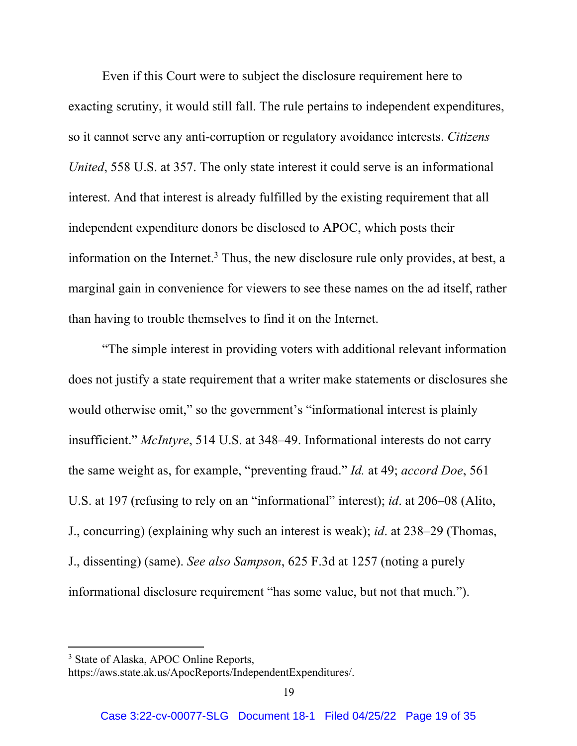Even if this Court were to subject the disclosure requirement here to exacting scrutiny, it would still fall. The rule pertains to independent expenditures, so it cannot serve any anti-corruption or regulatory avoidance interests. *Citizens United*, 558 U.S. at 357. The only state interest it could serve is an informational interest. And that interest is already fulfilled by the existing requirement that all independent expenditure donors be disclosed to APOC, which posts their information on the Internet.[3] Thus, the new disclosure rule only provides, at best, a marginal gain in convenience for viewers to see these names on the ad itself, rather than having to trouble themselves to find it on the Internet.

"The simple interest in providing voters with additional relevant information does not justify a state requirement that a writer make statements or disclosures she would otherwise omit," so the government's "informational interest is plainly insufficient." *McIntyre*, 514 U.S. at 348–49. Informational interests do not carry the same weight as, for example, "preventing fraud." *Id.* at 49; *accord Doe*, 561 U.S. at 197 (refusing to rely on an "informational" interest); *id*. at 206–08 (Alito, J., concurring) (explaining why such an interest is weak); *id*. at 238–29 (Thomas, J., dissenting) (same). *See also Sampson*, 625 F.3d at 1257 (noting a purely informational disclosure requirement "has some value, but not that much.").

---

[3] State of Alaska, APOC Online Reports, https://aws.state.ak.us/ApocReports/IndependentExpenditures/.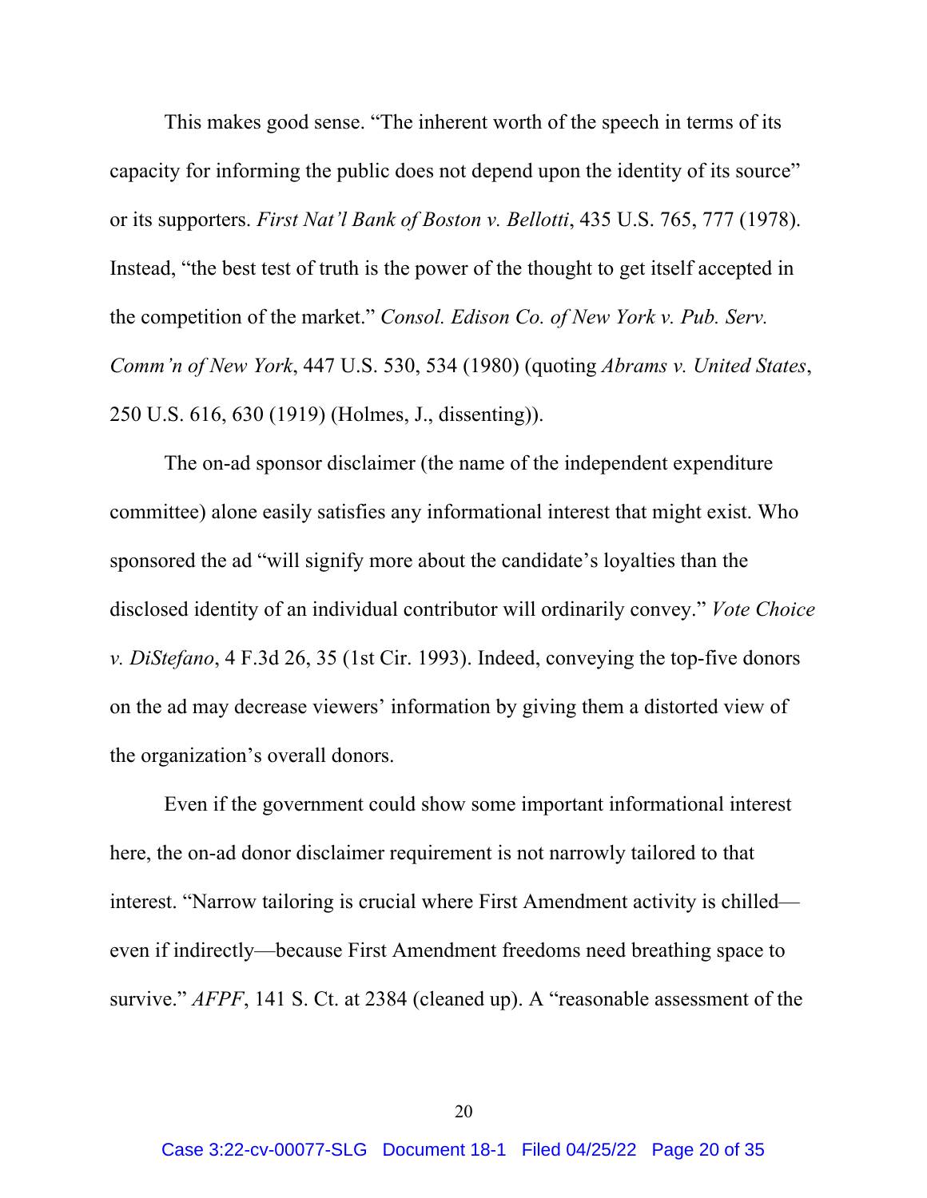This makes good sense. "The inherent worth of the speech in terms of its capacity for informing the public does not depend upon the identity of its source" or its supporters. *First Nat'l Bank of Boston v. Bellotti*, 435 U.S. 765, 777 (1978). Instead, "the best test of truth is the power of the thought to get itself accepted in the competition of the market." *Consol. Edison Co. of New York v. Pub. Serv. Comm'n of New York*, 447 U.S. 530, 534 (1980) (quoting *Abrams v. United States*, 250 U.S. 616, 630 (1919) (Holmes, J., dissenting)).

The on-ad sponsor disclaimer (the name of the independent expenditure committee) alone easily satisfies any informational interest that might exist. Who sponsored the ad "will signify more about the candidate's loyalties than the disclosed identity of an individual contributor will ordinarily convey." *Vote Choice v. DiStefano*, 4 F.3d 26, 35 (1st Cir. 1993). Indeed, conveying the top-five donors on the ad may decrease viewers' information by giving them a distorted view of the organization's overall donors.

Even if the government could show some important informational interest here, the on-ad donor disclaimer requirement is not narrowly tailored to that interest. "Narrow tailoring is crucial where First Amendment activity is chilled—even if indirectly—because First Amendment freedoms need breathing space to survive." *AFPF*, 141 S. Ct. at 2384 (cleaned up). A "reasonable assessment of the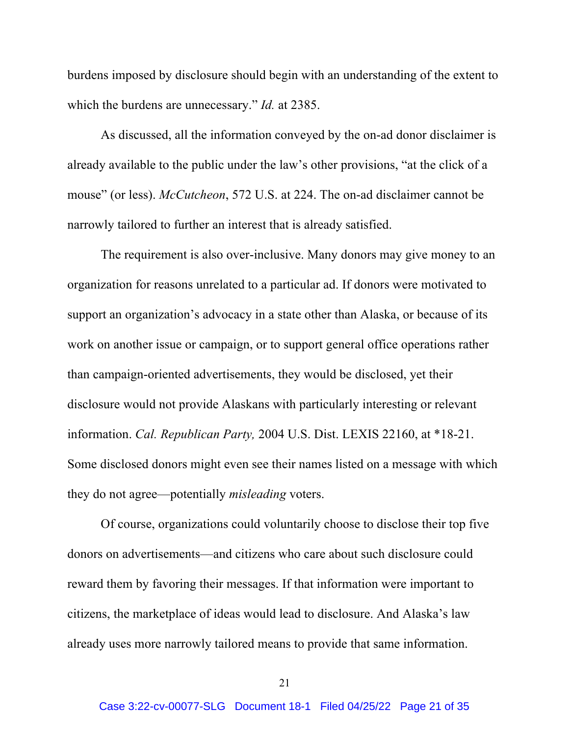burdens imposed by disclosure should begin with an understanding of the extent to which the burdens are unnecessary." *Id.* at 2385.

As discussed, all the information conveyed by the on-ad donor disclaimer is already available to the public under the law's other provisions, "at the click of a mouse" (or less). *McCutcheon*, 572 U.S. at 224. The on-ad disclaimer cannot be narrowly tailored to further an interest that is already satisfied.

The requirement is also over-inclusive. Many donors may give money to an organization for reasons unrelated to a particular ad. If donors were motivated to support an organization's advocacy in a state other than Alaska, or because of its work on another issue or campaign, or to support general office operations rather than campaign-oriented advertisements, they would be disclosed, yet their disclosure would not provide Alaskans with particularly interesting or relevant information. *Cal. Republican Party,* 2004 U.S. Dist. LEXIS 22160, at *18-21. Some disclosed donors might even see their names listed on a message with which they do not agree—potentially *misleading* voters.

Of course, organizations could voluntarily choose to disclose their top five donors on advertisements—and citizens who care about such disclosure could reward them by favoring their messages. If that information were important to citizens, the marketplace of ideas would lead to disclosure. And Alaska's law already uses more narrowly tailored means to provide that same information.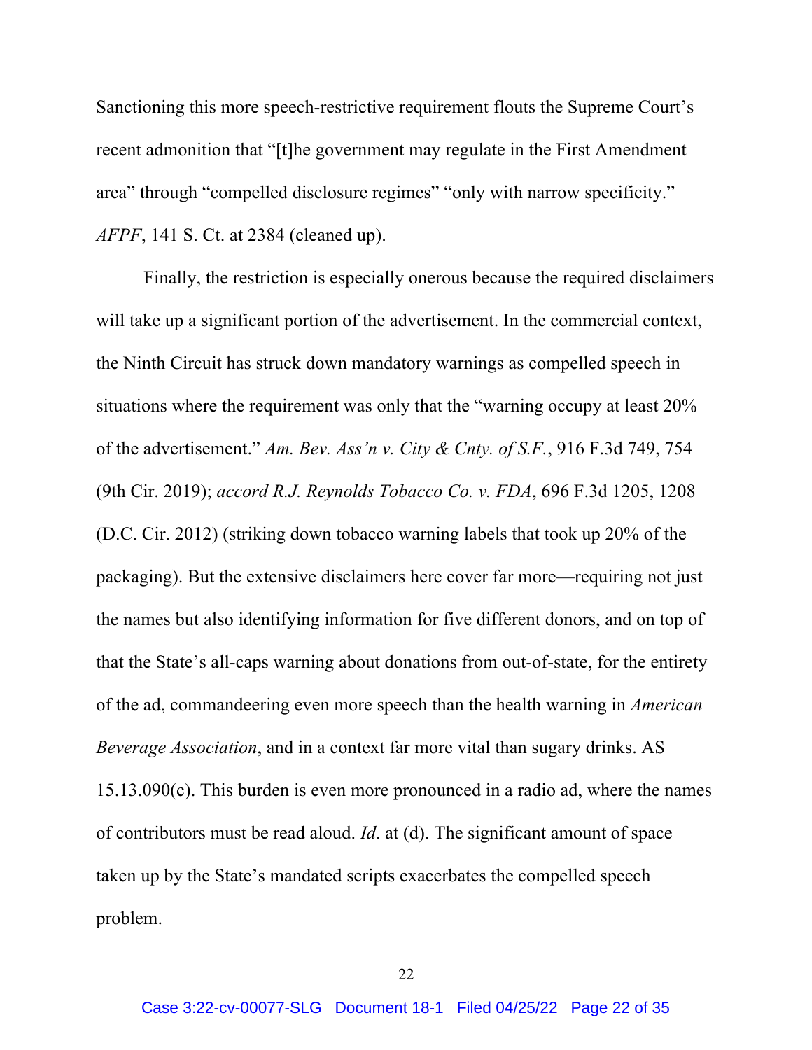Sanctioning this more speech-restrictive requirement flouts the Supreme Court's recent admonition that "[t]he government may regulate in the First Amendment area" through "compelled disclosure regimes" "only with narrow specificity." *AFPF*, 141 S. Ct. at 2384 (cleaned up).

Finally, the restriction is especially onerous because the required disclaimers will take up a significant portion of the advertisement. In the commercial context, the Ninth Circuit has struck down mandatory warnings as compelled speech in situations where the requirement was only that the "warning occupy at least 20% of the advertisement." *Am. Bev. Ass'n v. City & Cnty. of S.F.*, 916 F.3d 749, 754 (9th Cir. 2019); *accord R.J. Reynolds Tobacco Co. v. FDA*, 696 F.3d 1205, 1208 (D.C. Cir. 2012) (striking down tobacco warning labels that took up 20% of the packaging). But the extensive disclaimers here cover far more—requiring not just the names but also identifying information for five different donors, and on top of that the State's all-caps warning about donations from out-of-state, for the entirety of the ad, commandeering even more speech than the health warning in *American Beverage Association*, and in a context far more vital than sugary drinks. AS 15.13.090(c). This burden is even more pronounced in a radio ad, where the names of contributors must be read aloud. *Id*. at (d). The significant amount of space taken up by the State's mandated scripts exacerbates the compelled speech problem.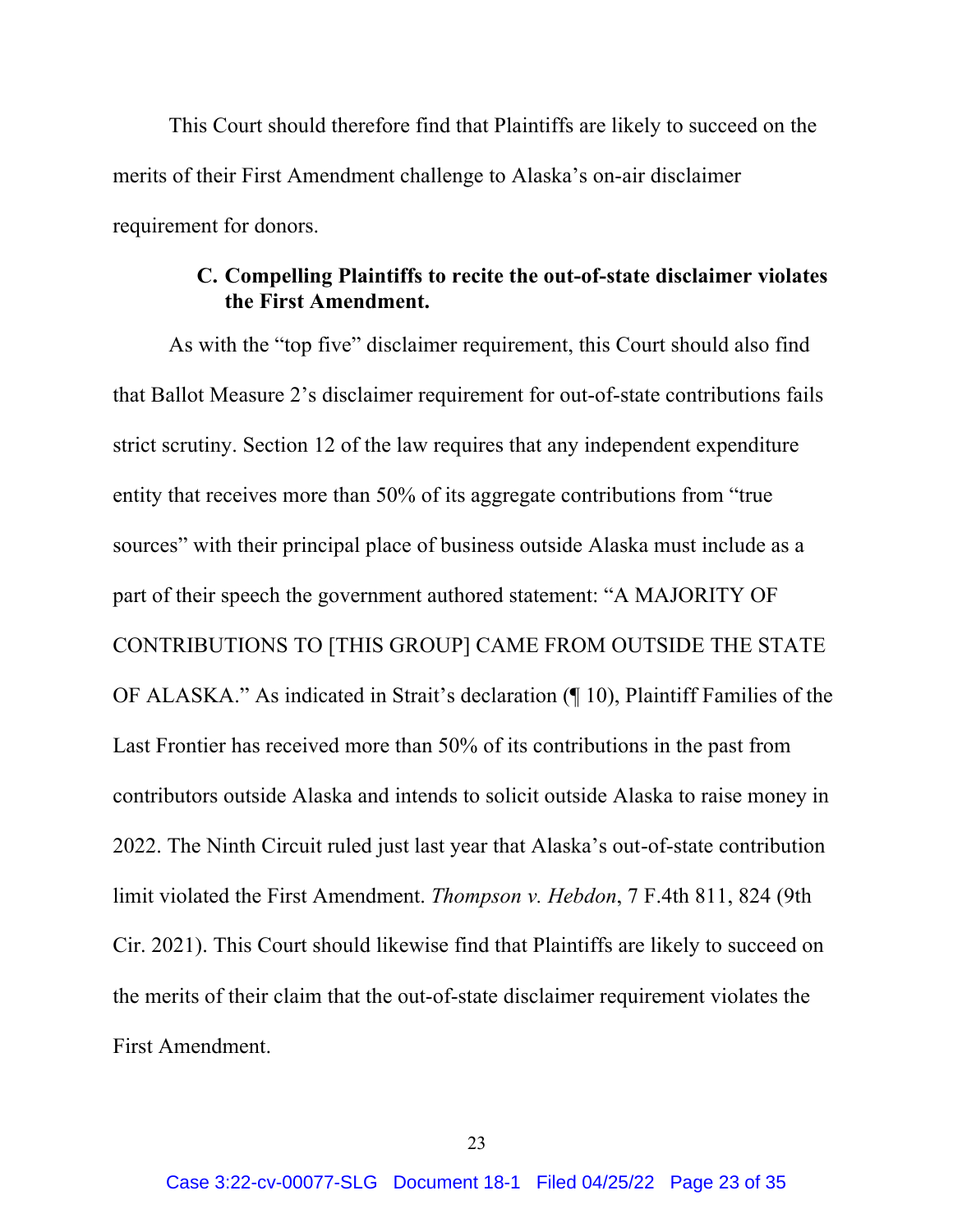This Court should therefore find that Plaintiffs are likely to succeed on the merits of their First Amendment challenge to Alaska's on-air disclaimer requirement for donors.

### C. Compelling Plaintiffs to recite the out-of-state disclaimer violates the First Amendment.

As with the "top five" disclaimer requirement, this Court should also find that Ballot Measure 2's disclaimer requirement for out-of-state contributions fails strict scrutiny. Section 12 of the law requires that any independent expenditure entity that receives more than 50% of its aggregate contributions from "true sources" with their principal place of business outside Alaska must include as a part of their speech the government authored statement: "A MAJORITY OF CONTRIBUTIONS TO [THIS GROUP] CAME FROM OUTSIDE THE STATE OF ALASKA." As indicated in Strait's declaration (¶ 10), Plaintiff Families of the Last Frontier has received more than 50% of its contributions in the past from contributors outside Alaska and intends to solicit outside Alaska to raise money in 2022. The Ninth Circuit ruled just last year that Alaska's out-of-state contribution limit violated the First Amendment. *Thompson v. Hebdon*, 7 F.4th 811, 824 (9th Cir. 2021). This Court should likewise find that Plaintiffs are likely to succeed on the merits of their claim that the out-of-state disclaimer requirement violates the First Amendment.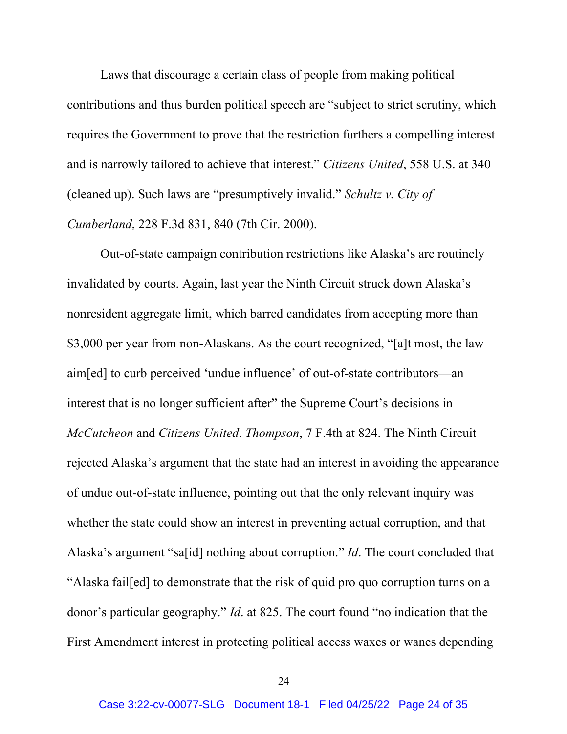Laws that discourage a certain class of people from making political contributions and thus burden political speech are "subject to strict scrutiny, which requires the Government to prove that the restriction furthers a compelling interest and is narrowly tailored to achieve that interest." *Citizens United*, 558 U.S. at 340 (cleaned up). Such laws are "presumptively invalid." *Schultz v. City of Cumberland*, 228 F.3d 831, 840 (7th Cir. 2000).

Out-of-state campaign contribution restrictions like Alaska's are routinely invalidated by courts. Again, last year the Ninth Circuit struck down Alaska's nonresident aggregate limit, which barred candidates from accepting more than $3,000 per year from non-Alaskans. As the court recognized, "[a]t most, the law aim[ed] to curb perceived 'undue influence' of out-of-state contributors—an interest that is no longer sufficient after" the Supreme Court's decisions in *McCutcheon* and *Citizens United*. *Thompson*, 7 F.4th at 824. The Ninth Circuit rejected Alaska's argument that the state had an interest in avoiding the appearance of undue out-of-state influence, pointing out that the only relevant inquiry was whether the state could show an interest in preventing actual corruption, and that Alaska's argument "sa[id] nothing about corruption." *Id*. The court concluded that "Alaska fail[ed] to demonstrate that the risk of quid pro quo corruption turns on a donor's particular geography." *Id*. at 825. The court found "no indication that the First Amendment interest in protecting political access waxes or wanes depending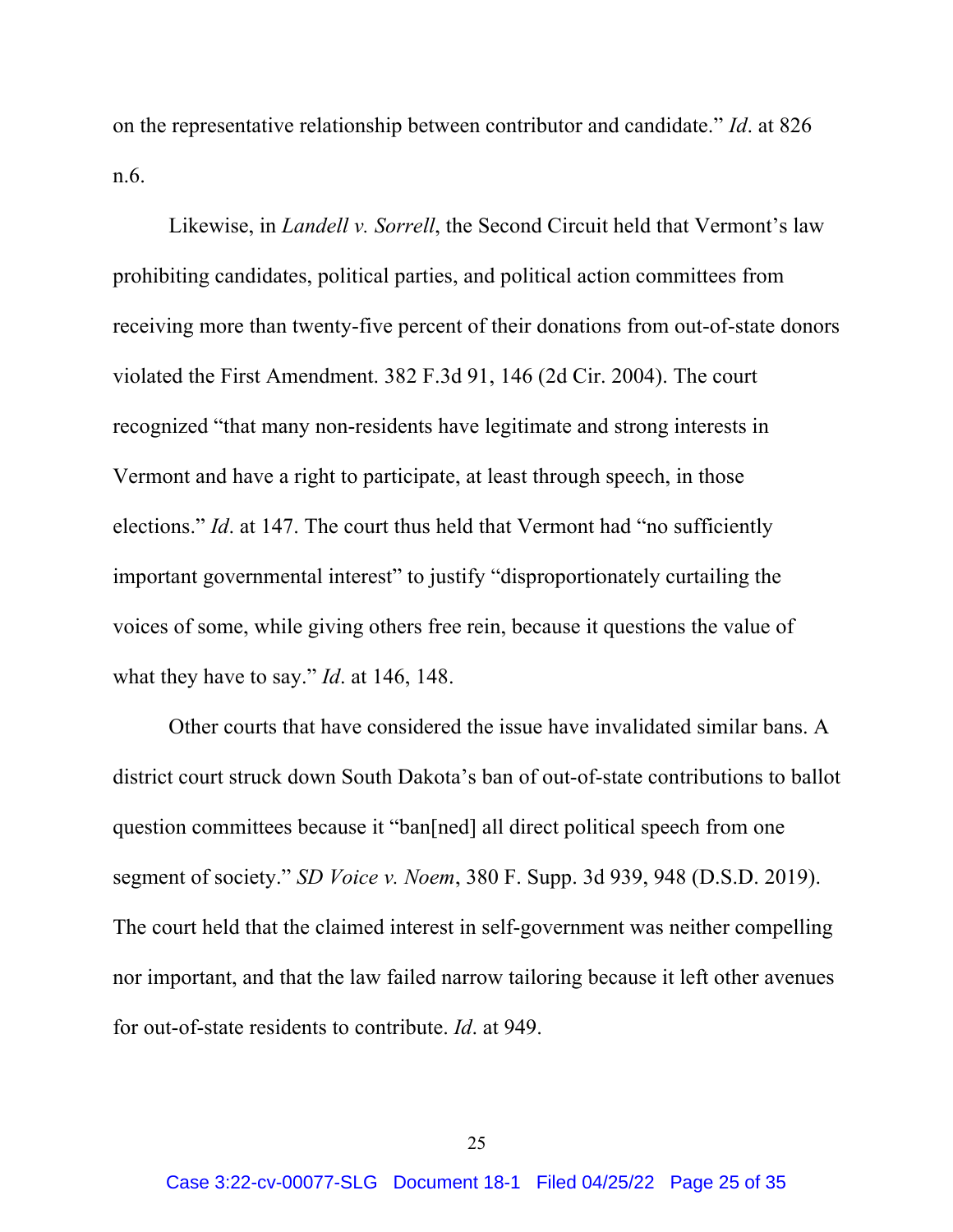on the representative relationship between contributor and candidate." *Id*. at 826 n.6.

Likewise, in *Landell v. Sorrell*, the Second Circuit held that Vermont's law prohibiting candidates, political parties, and political action committees from receiving more than twenty-five percent of their donations from out-of-state donors violated the First Amendment. 382 F.3d 91, 146 (2d Cir. 2004). The court recognized "that many non-residents have legitimate and strong interests in Vermont and have a right to participate, at least through speech, in those elections." *Id*. at 147. The court thus held that Vermont had "no sufficiently important governmental interest" to justify "disproportionately curtailing the voices of some, while giving others free rein, because it questions the value of what they have to say." *Id*. at 146, 148.

Other courts that have considered the issue have invalidated similar bans. A district court struck down South Dakota's ban of out-of-state contributions to ballot question committees because it "ban[ned] all direct political speech from one segment of society." *SD Voice v. Noem*, 380 F. Supp. 3d 939, 948 (D.S.D. 2019). The court held that the claimed interest in self-government was neither compelling nor important, and that the law failed narrow tailoring because it left other avenues for out-of-state residents to contribute. *Id*. at 949.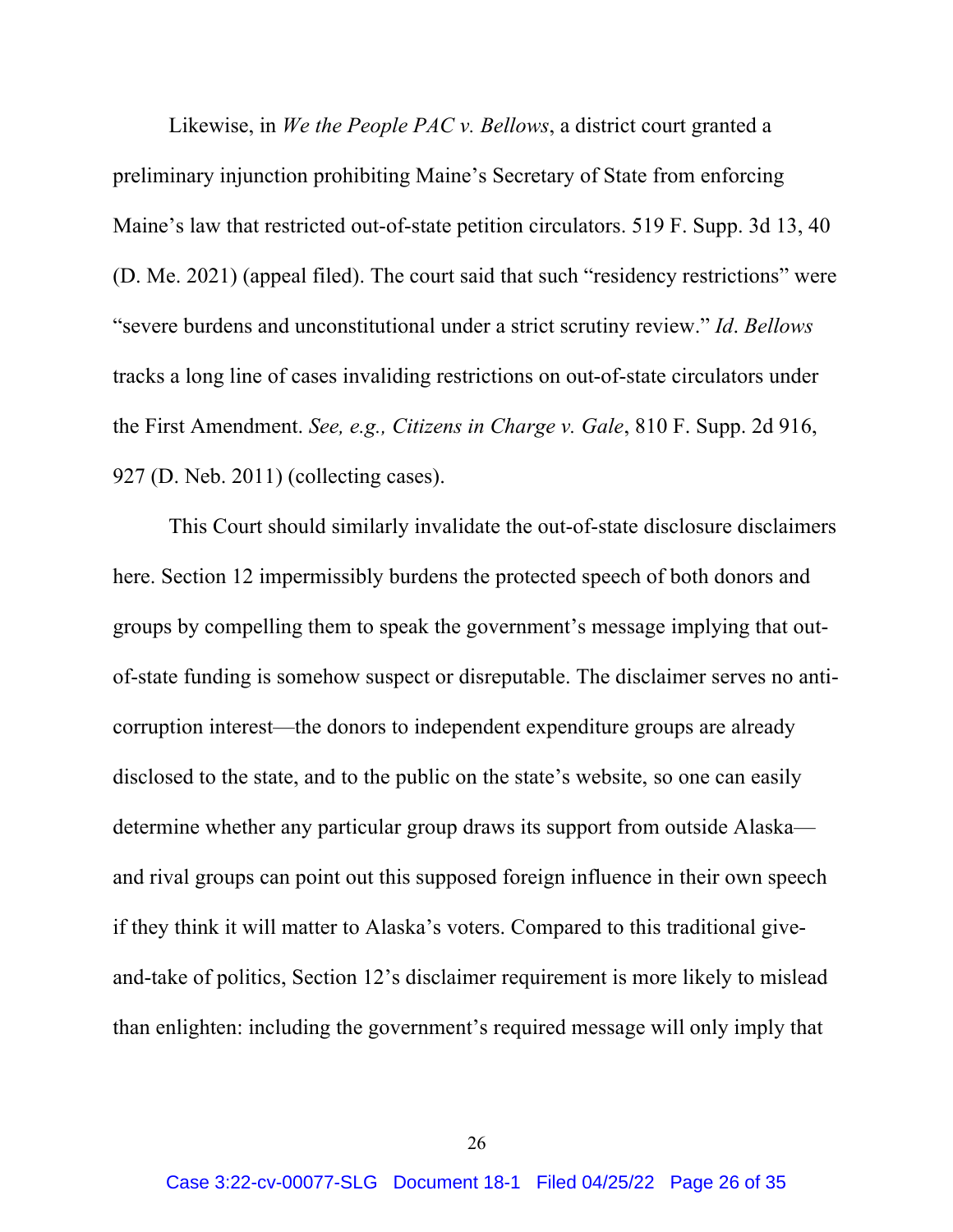Likewise, in *We the People PAC v. Bellows*, a district court granted a preliminary injunction prohibiting Maine's Secretary of State from enforcing Maine's law that restricted out-of-state petition circulators. 519 F. Supp. 3d 13, 40 (D. Me. 2021) (appeal filed). The court said that such "residency restrictions" were "severe burdens and unconstitutional under a strict scrutiny review." *Id*. *Bellows* tracks a long line of cases invaliding restrictions on out-of-state circulators under the First Amendment. *See, e.g., Citizens in Charge v. Gale*, 810 F. Supp. 2d 916, 927 (D. Neb. 2011) (collecting cases).

This Court should similarly invalidate the out-of-state disclosure disclaimers here. Section 12 impermissibly burdens the protected speech of both donors and groups by compelling them to speak the government's message implying that out-of-state funding is somehow suspect or disreputable. The disclaimer serves no anti-corruption interest—the donors to independent expenditure groups are already disclosed to the state, and to the public on the state's website, so one can easily determine whether any particular group draws its support from outside Alaska—and rival groups can point out this supposed foreign influence in their own speech if they think it will matter to Alaska's voters. Compared to this traditional give-and-take of politics, Section 12's disclaimer requirement is more likely to mislead than enlighten: including the government's required message will only imply that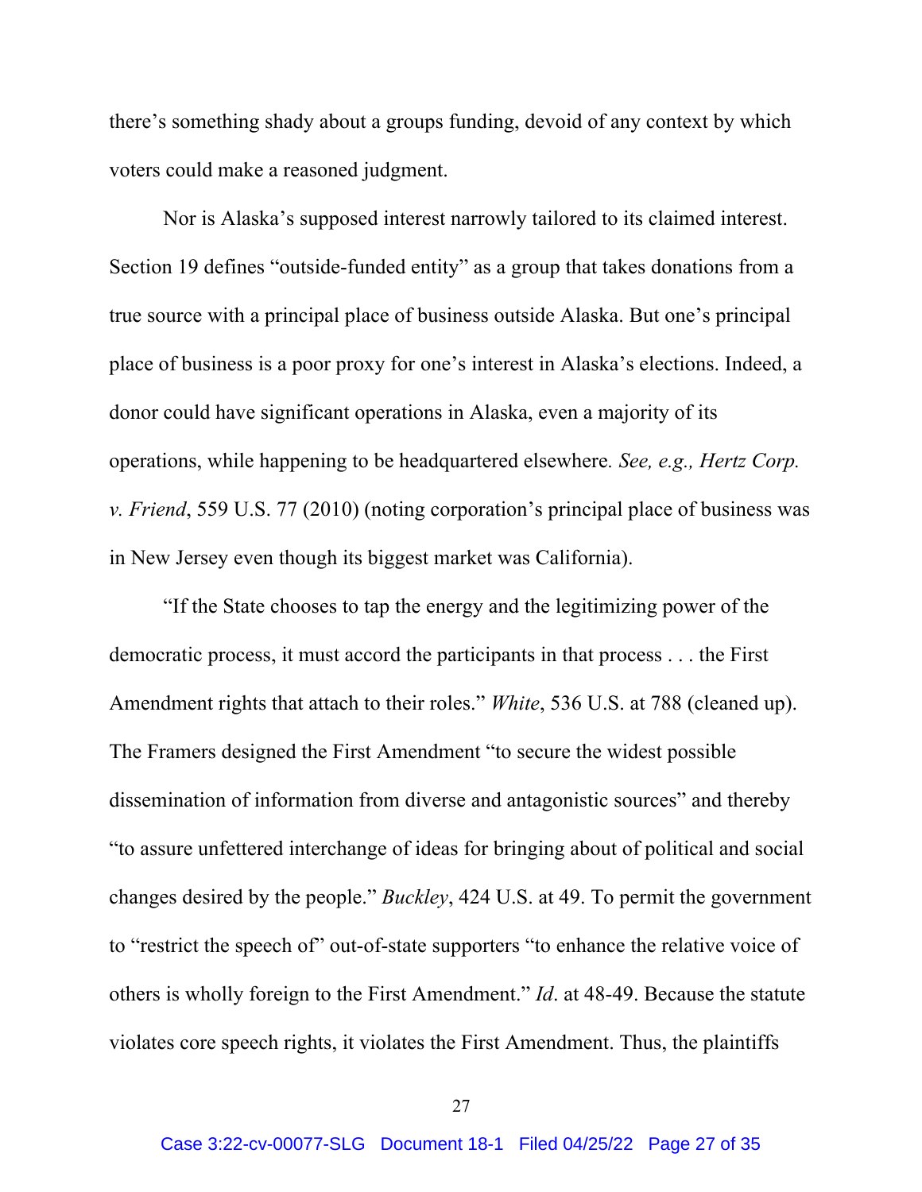there's something shady about a groups funding, devoid of any context by which voters could make a reasoned judgment.

Nor is Alaska's supposed interest narrowly tailored to its claimed interest. Section 19 defines "outside-funded entity" as a group that takes donations from a true source with a principal place of business outside Alaska. But one's principal place of business is a poor proxy for one's interest in Alaska's elections. Indeed, a donor could have significant operations in Alaska, even a majority of its operations, while happening to be headquartered elsewhere. *See, e.g., Hertz Corp. v. Friend*, 559 U.S. 77 (2010) (noting corporation's principal place of business was in New Jersey even though its biggest market was California).

"If the State chooses to tap the energy and the legitimizing power of the democratic process, it must accord the participants in that process . . . the First Amendment rights that attach to their roles." *White*, 536 U.S. at 788 (cleaned up). The Framers designed the First Amendment "to secure the widest possible dissemination of information from diverse and antagonistic sources" and thereby "to assure unfettered interchange of ideas for bringing about of political and social changes desired by the people." *Buckley*, 424 U.S. at 49. To permit the government to "restrict the speech of" out-of-state supporters "to enhance the relative voice of others is wholly foreign to the First Amendment." *Id*. at 48-49. Because the statute violates core speech rights, it violates the First Amendment. Thus, the plaintiffs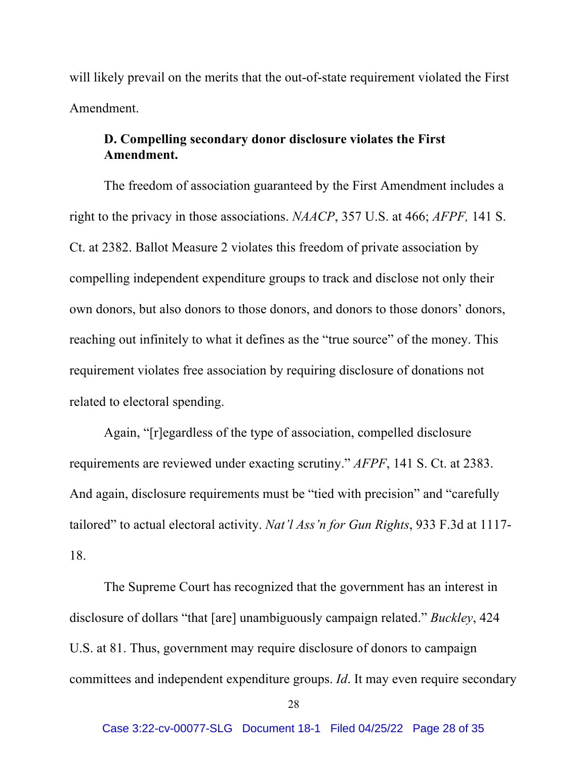will likely prevail on the merits that the out-of-state requirement violated the First Amendment.

### D. Compelling secondary donor disclosure violates the First Amendment.

The freedom of association guaranteed by the First Amendment includes a right to the privacy in those associations. *NAACP*, 357 U.S. at 466; *AFPF,* 141 S. Ct. at 2382. Ballot Measure 2 violates this freedom of private association by compelling independent expenditure groups to track and disclose not only their own donors, but also donors to those donors, and donors to those donors' donors, reaching out infinitely to what it defines as the "true source" of the money. This requirement violates free association by requiring disclosure of donations not related to electoral spending.

Again, "[r]egardless of the type of association, compelled disclosure requirements are reviewed under exacting scrutiny." *AFPF*, 141 S. Ct. at 2383. And again, disclosure requirements must be "tied with precision" and "carefully tailored" to actual electoral activity. *Nat'l Ass'n for Gun Rights*, 933 F.3d at 1117-18.

The Supreme Court has recognized that the government has an interest in disclosure of dollars "that [are] unambiguously campaign related." *Buckley*, 424 U.S. at 81. Thus, government may require disclosure of donors to campaign committees and independent expenditure groups. *Id*. It may even require secondary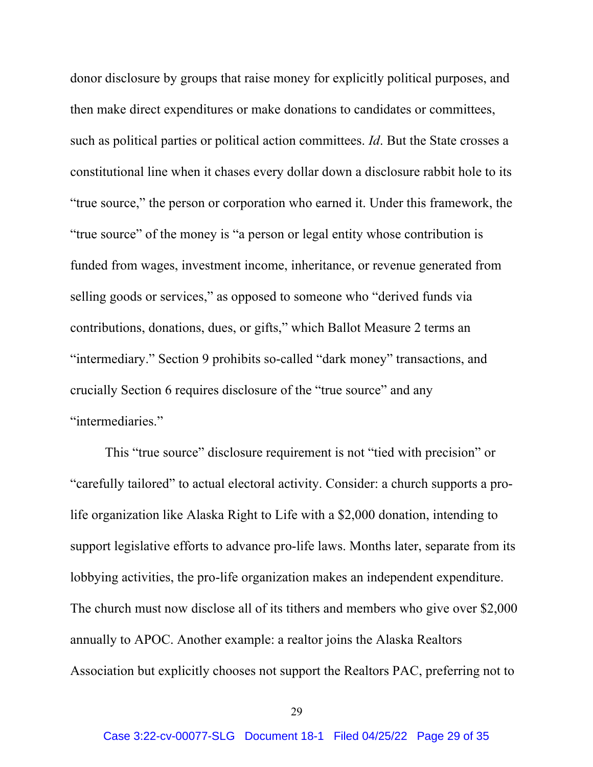donor disclosure by groups that raise money for explicitly political purposes, and then make direct expenditures or make donations to candidates or committees, such as political parties or political action committees. *Id*. But the State crosses a constitutional line when it chases every dollar down a disclosure rabbit hole to its "true source," the person or corporation who earned it. Under this framework, the "true source" of the money is "a person or legal entity whose contribution is funded from wages, investment income, inheritance, or revenue generated from selling goods or services," as opposed to someone who "derived funds via contributions, donations, dues, or gifts," which Ballot Measure 2 terms an "intermediary." Section 9 prohibits so-called "dark money" transactions, and crucially Section 6 requires disclosure of the "true source" and any "intermediaries."

This "true source" disclosure requirement is not "tied with precision" or "carefully tailored" to actual electoral activity. Consider: a church supports a pro-life organization like Alaska Right to Life with a $2,000 donation, intending to support legislative efforts to advance pro-life laws. Months later, separate from its lobbying activities, the pro-life organization makes an independent expenditure. The church must now disclose all of its tithers and members who give over $2,000 annually to APOC. Another example: a realtor joins the Alaska Realtors Association but explicitly chooses not support the Realtors PAC, preferring not to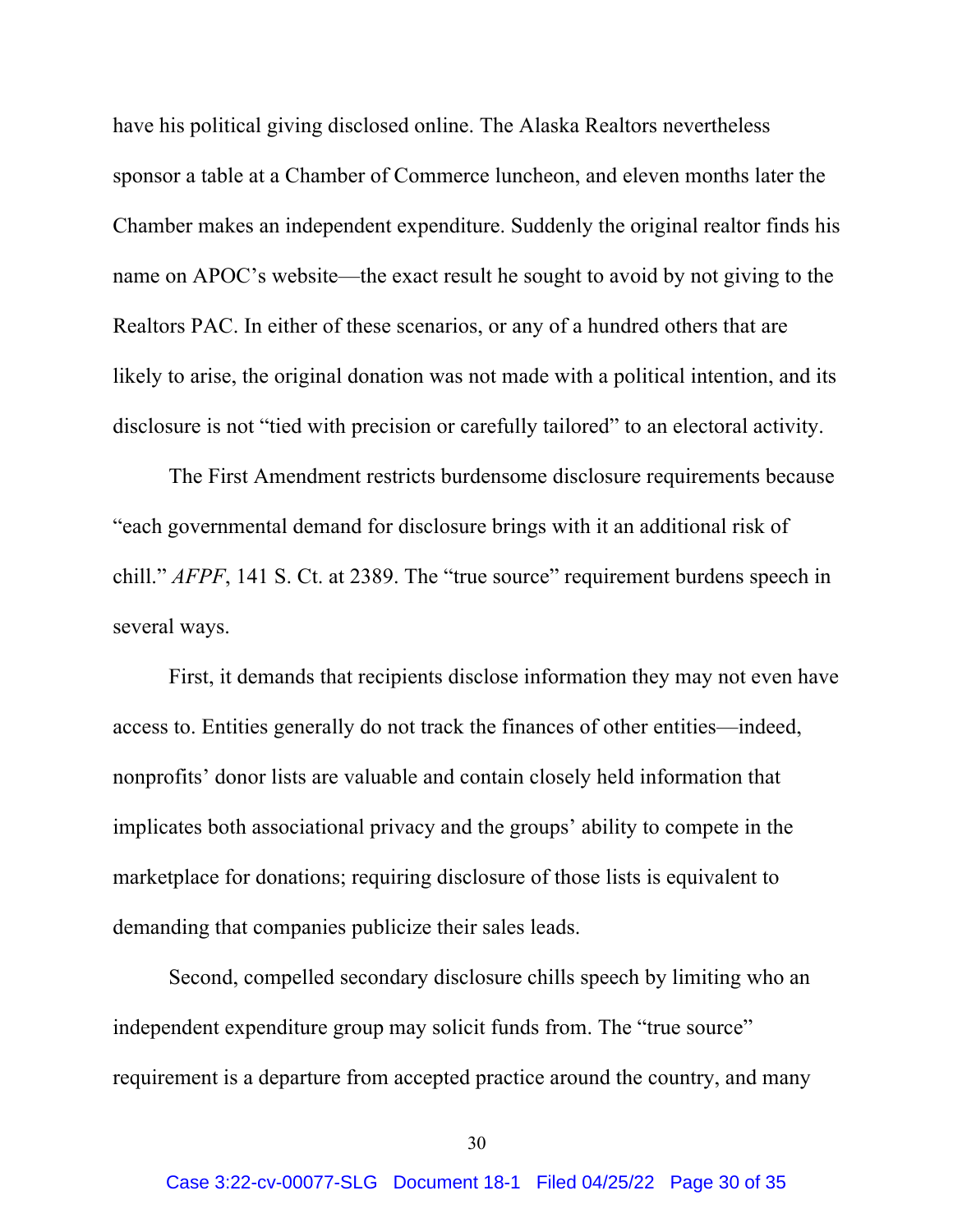have his political giving disclosed online. The Alaska Realtors nevertheless sponsor a table at a Chamber of Commerce luncheon, and eleven months later the Chamber makes an independent expenditure. Suddenly the original realtor finds his name on APOC's website—the exact result he sought to avoid by not giving to the Realtors PAC. In either of these scenarios, or any of a hundred others that are likely to arise, the original donation was not made with a political intention, and its disclosure is not "tied with precision or carefully tailored" to an electoral activity.

The First Amendment restricts burdensome disclosure requirements because "each governmental demand for disclosure brings with it an additional risk of chill." *AFPF*, 141 S. Ct. at 2389. The "true source" requirement burdens speech in several ways.

First, it demands that recipients disclose information they may not even have access to. Entities generally do not track the finances of other entities—indeed, nonprofits' donor lists are valuable and contain closely held information that implicates both associational privacy and the groups' ability to compete in the marketplace for donations; requiring disclosure of those lists is equivalent to demanding that companies publicize their sales leads.

Second, compelled secondary disclosure chills speech by limiting who an independent expenditure group may solicit funds from. The "true source" requirement is a departure from accepted practice around the country, and many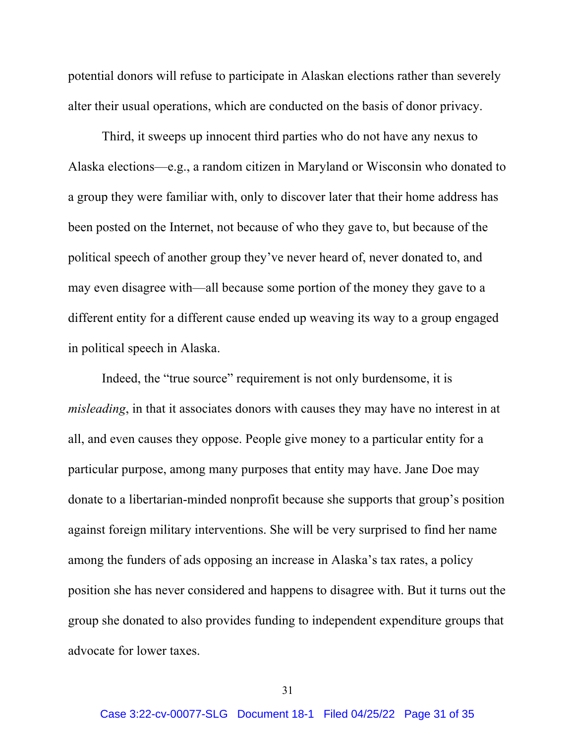potential donors will refuse to participate in Alaskan elections rather than severely alter their usual operations, which are conducted on the basis of donor privacy.

Third, it sweeps up innocent third parties who do not have any nexus to Alaska elections—e.g., a random citizen in Maryland or Wisconsin who donated to a group they were familiar with, only to discover later that their home address has been posted on the Internet, not because of who they gave to, but because of the political speech of another group they've never heard of, never donated to, and may even disagree with—all because some portion of the money they gave to a different entity for a different cause ended up weaving its way to a group engaged in political speech in Alaska.

Indeed, the "true source" requirement is not only burdensome, it is *misleading*, in that it associates donors with causes they may have no interest in at all, and even causes they oppose. People give money to a particular entity for a particular purpose, among many purposes that entity may have. Jane Doe may donate to a libertarian-minded nonprofit because she supports that group's position against foreign military interventions. She will be very surprised to find her name among the funders of ads opposing an increase in Alaska's tax rates, a policy position she has never considered and happens to disagree with. But it turns out the group she donated to also provides funding to independent expenditure groups that advocate for lower taxes.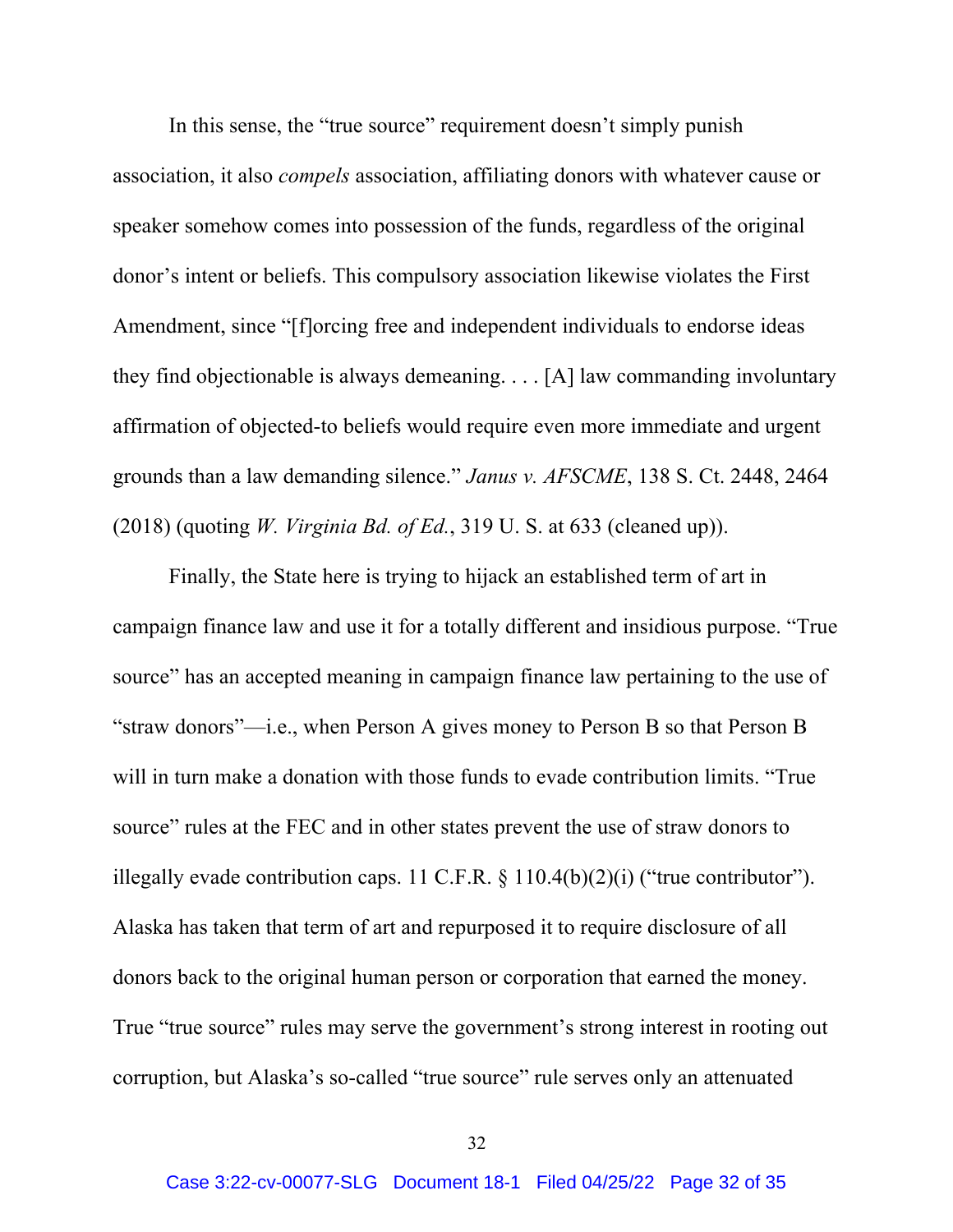In this sense, the "true source" requirement doesn't simply punish association, it also *compels* association, affiliating donors with whatever cause or speaker somehow comes into possession of the funds, regardless of the original donor's intent or beliefs. This compulsory association likewise violates the First Amendment, since "[f]orcing free and independent individuals to endorse ideas they find objectionable is always demeaning. . . . [A] law commanding involuntary affirmation of objected-to beliefs would require even more immediate and urgent grounds than a law demanding silence." *Janus v. AFSCME*, 138 S. Ct. 2448, 2464 (2018) (quoting *W. Virginia Bd. of Ed.*, 319 U. S. at 633 (cleaned up)).

Finally, the State here is trying to hijack an established term of art in campaign finance law and use it for a totally different and insidious purpose. "True source" has an accepted meaning in campaign finance law pertaining to the use of "straw donors"—i.e., when Person A gives money to Person B so that Person B will in turn make a donation with those funds to evade contribution limits. "True source" rules at the FEC and in other states prevent the use of straw donors to illegally evade contribution caps. 11 C.F.R. § 110.4(b)(2)(i) ("true contributor"). Alaska has taken that term of art and repurposed it to require disclosure of all donors back to the original human person or corporation that earned the money. True "true source" rules may serve the government's strong interest in rooting out corruption, but Alaska's so-called "true source" rule serves only an attenuated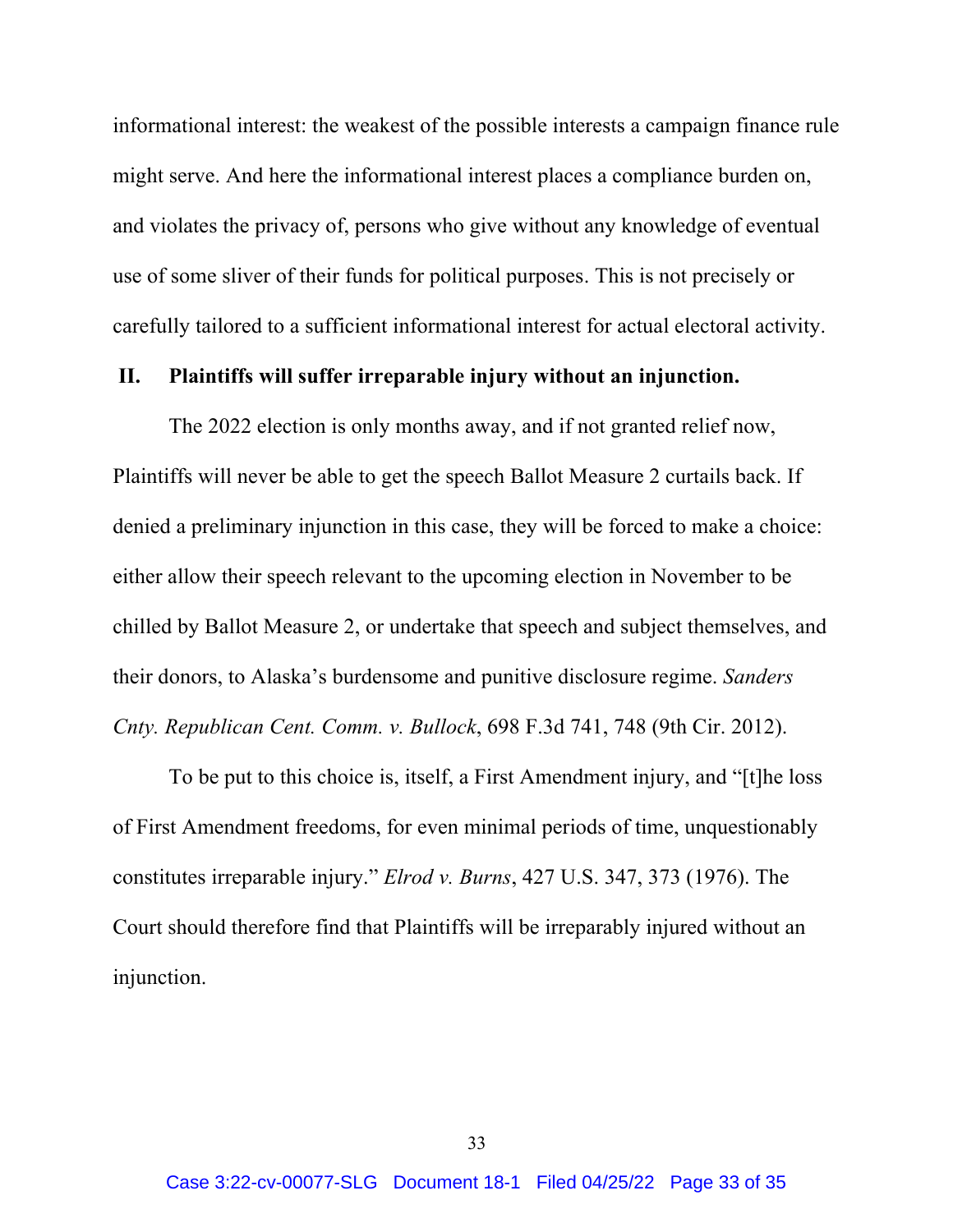informational interest: the weakest of the possible interests a campaign finance rule might serve. And here the informational interest places a compliance burden on, and violates the privacy of, persons who give without any knowledge of eventual use of some sliver of their funds for political purposes. This is not precisely or carefully tailored to a sufficient informational interest for actual electoral activity.

## II. Plaintiffs will suffer irreparable injury without an injunction.

The 2022 election is only months away, and if not granted relief now, Plaintiffs will never be able to get the speech Ballot Measure 2 curtails back. If denied a preliminary injunction in this case, they will be forced to make a choice: either allow their speech relevant to the upcoming election in November to be chilled by Ballot Measure 2, or undertake that speech and subject themselves, and their donors, to Alaska's burdensome and punitive disclosure regime. *Sanders Cnty. Republican Cent. Comm. v. Bullock*, 698 F.3d 741, 748 (9th Cir. 2012).

To be put to this choice is, itself, a First Amendment injury, and "[t]he loss of First Amendment freedoms, for even minimal periods of time, unquestionably constitutes irreparable injury." *Elrod v. Burns*, 427 U.S. 347, 373 (1976). The Court should therefore find that Plaintiffs will be irreparably injured without an injunction.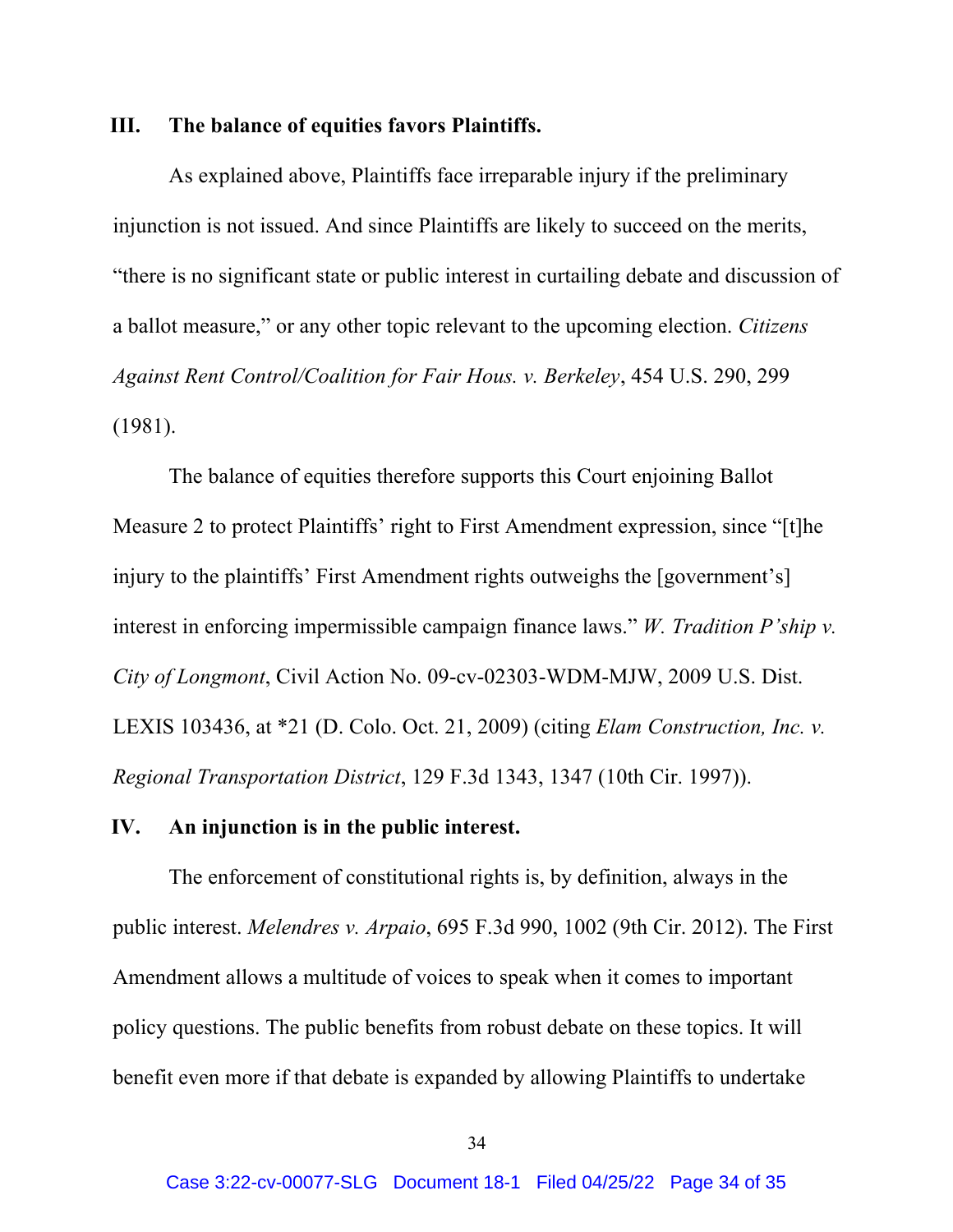## III. The balance of equities favors Plaintiffs.

As explained above, Plaintiffs face irreparable injury if the preliminary injunction is not issued. And since Plaintiffs are likely to succeed on the merits, "there is no significant state or public interest in curtailing debate and discussion of a ballot measure," or any other topic relevant to the upcoming election. *Citizens Against Rent Control/Coalition for Fair Hous. v. Berkeley*, 454 U.S. 290, 299 (1981).

The balance of equities therefore supports this Court enjoining Ballot Measure 2 to protect Plaintiffs' right to First Amendment expression, since "[t]he injury to the plaintiffs' First Amendment rights outweighs the [government's] interest in enforcing impermissible campaign finance laws." *W. Tradition P'ship v. City of Longmont*, Civil Action No. 09-cv-02303-WDM-MJW, 2009 U.S. Dist. LEXIS 103436, at *21 (D. Colo. Oct. 21, 2009) (citing *Elam Construction, Inc. v. Regional Transportation District*, 129 F.3d 1343, 1347 (10th Cir. 1997)).

## IV. An injunction is in the public interest.

The enforcement of constitutional rights is, by definition, always in the public interest. *Melendres v. Arpaio*, 695 F.3d 990, 1002 (9th Cir. 2012). The First Amendment allows a multitude of voices to speak when it comes to important policy questions. The public benefits from robust debate on these topics. It will benefit even more if that debate is expanded by allowing Plaintiffs to undertake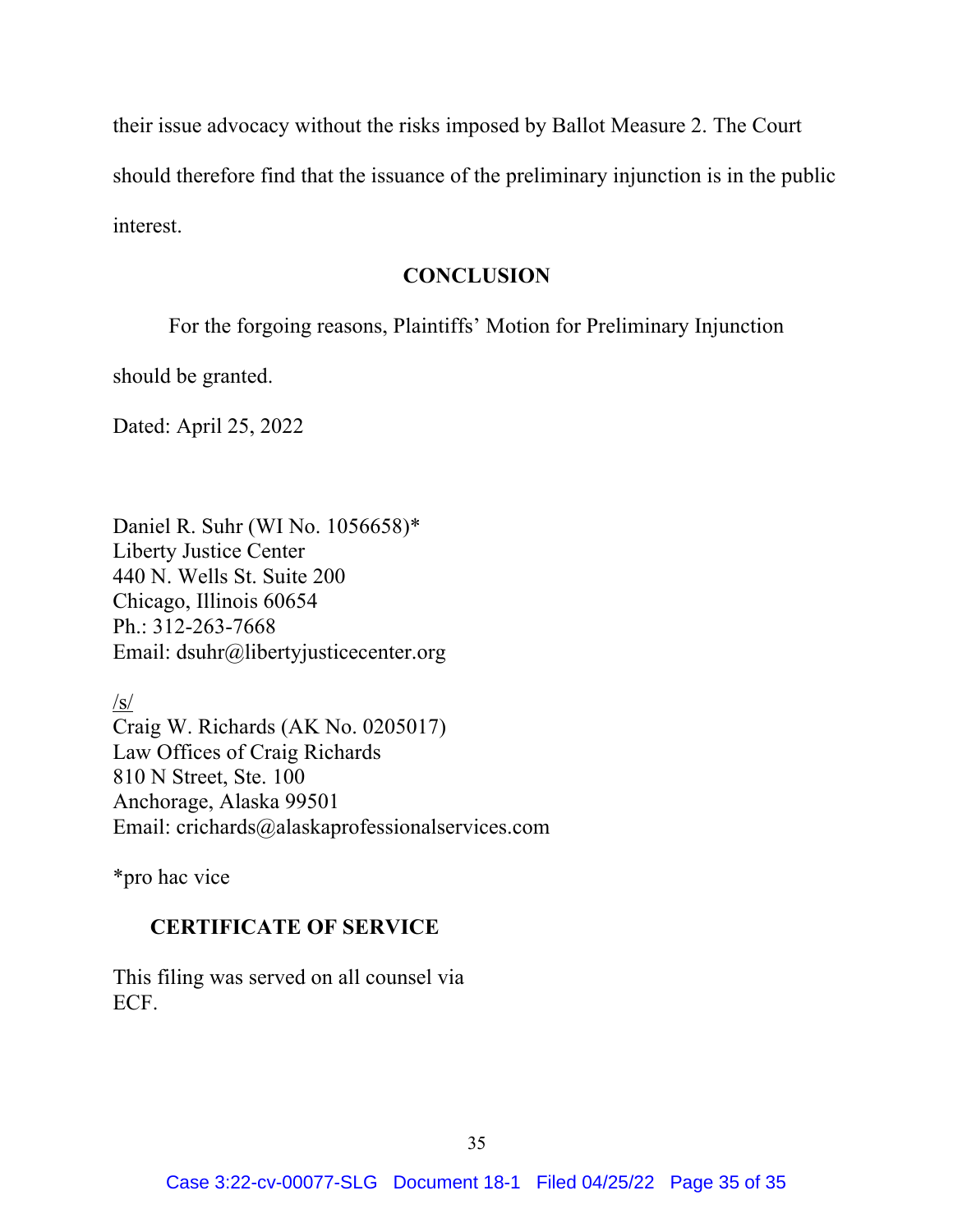their issue advocacy without the risks imposed by Ballot Measure 2. The Court should therefore find that the issuance of the preliminary injunction is in the public interest.

## CONCLUSION

For the forgoing reasons, Plaintiffs' Motion for Preliminary Injunction should be granted.

Dated: April 25, 2022

Daniel R. Suhr (WI No. 1056658)*
Liberty Justice Center
440 N. Wells St. Suite 200
Chicago, Illinois 60654
Ph.: 312-263-7668
Email: dsuhr@libertyjusticecenter.org

/s/
Craig W. Richards (AK No. 0205017)
Law Offices of Craig Richards
810 N Street, Ste. 100
Anchorage, Alaska 99501
Email: crichards@alaskaprofessionalservices.com

*pro hac vice

## CERTIFICATE OF SERVICE

This filing was served on all counsel via ECF.